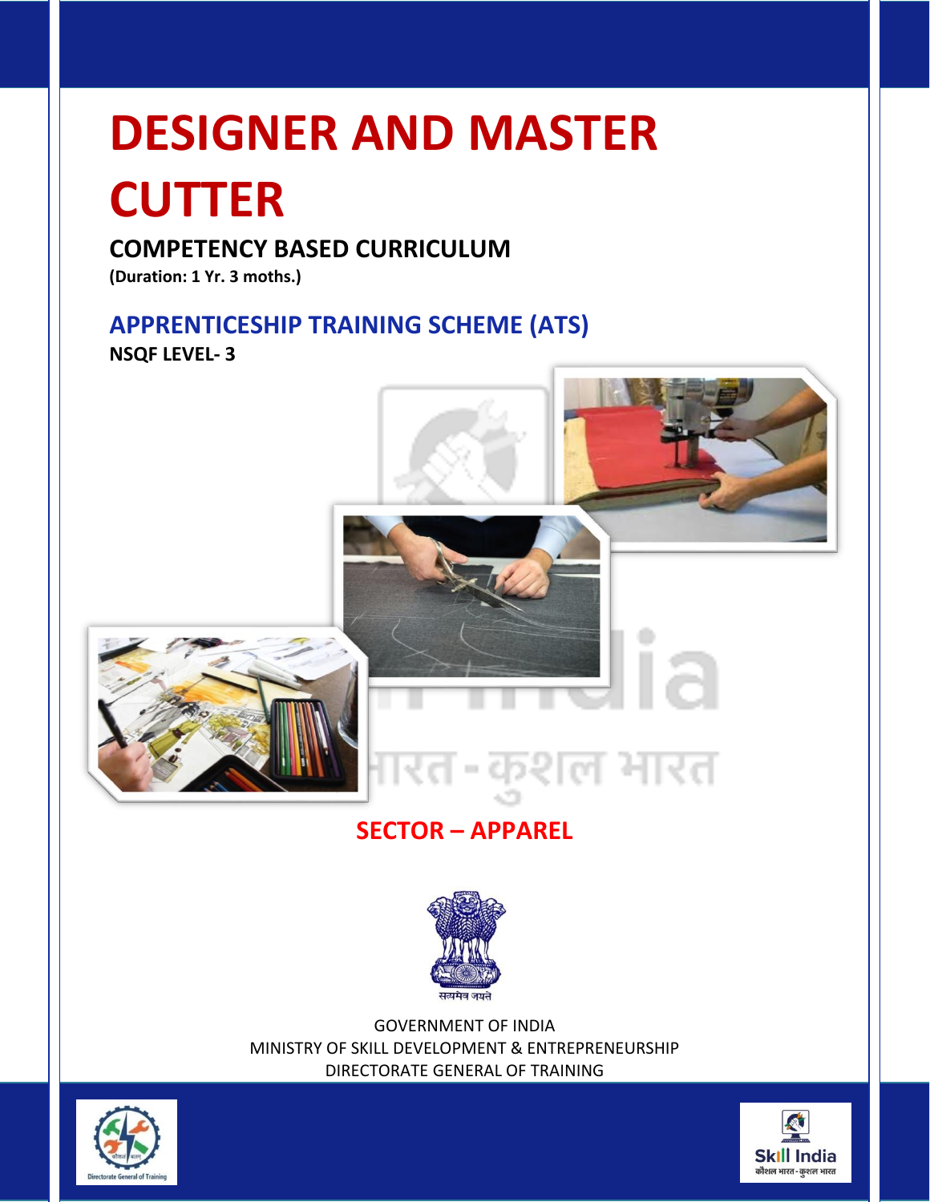# DESIGNER AND MASTER CUTTER

## COMPETENCY BASED CURRICULUM

**(Duration: 1 Yr. 3 moths.)**

## APPRENTICESHIP TRAINING SCHEME (ATS)

**NSQF LEVEL- 3**

## SECTOR – APPAREL

GOVERNMENT OF INDIA
MINISTRY OF SKILL DEVELOPMENT & ENTREPRENEURSHIP
DIRECTORATE GENERAL OF TRAINING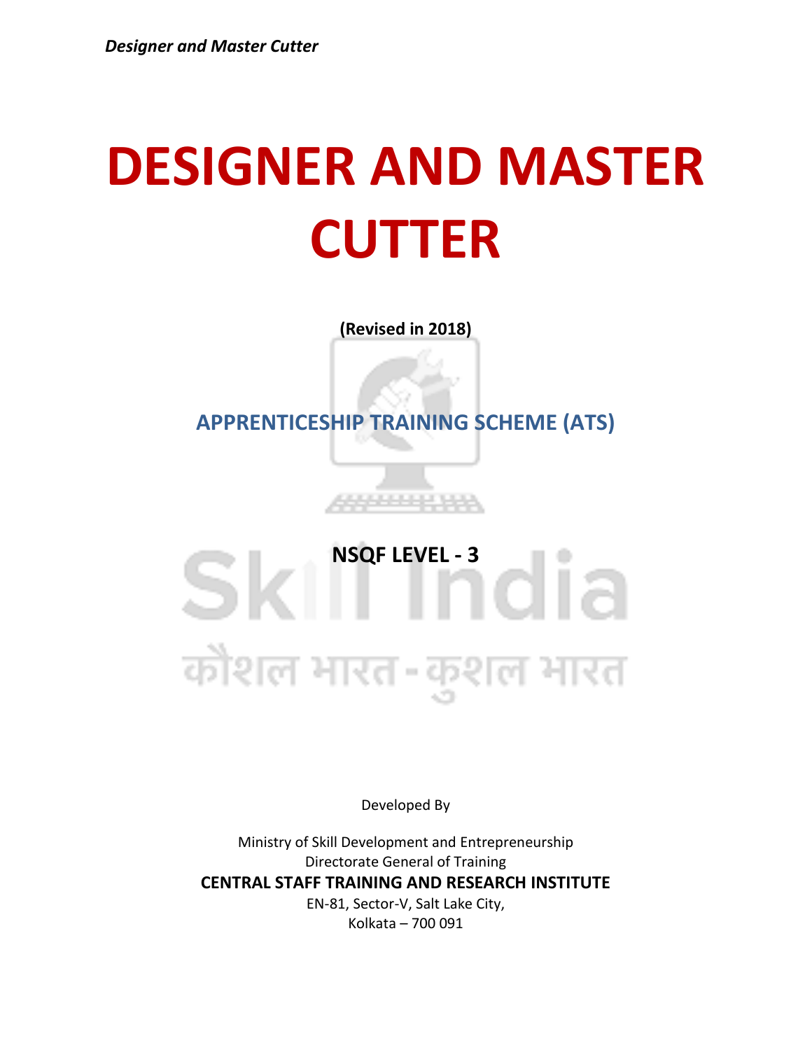# DESIGNER AND MASTER CUTTER

**(Revised in 2018)**

## APPRENTICESHIP TRAINING SCHEME (ATS)

**NSQF LEVEL - 3**

Developed By

Ministry of Skill Development and Entrepreneurship
Directorate General of Training
**CENTRAL STAFF TRAINING AND RESEARCH INSTITUTE**
EN-81, Sector-V, Salt Lake City,
Kolkata – 700 091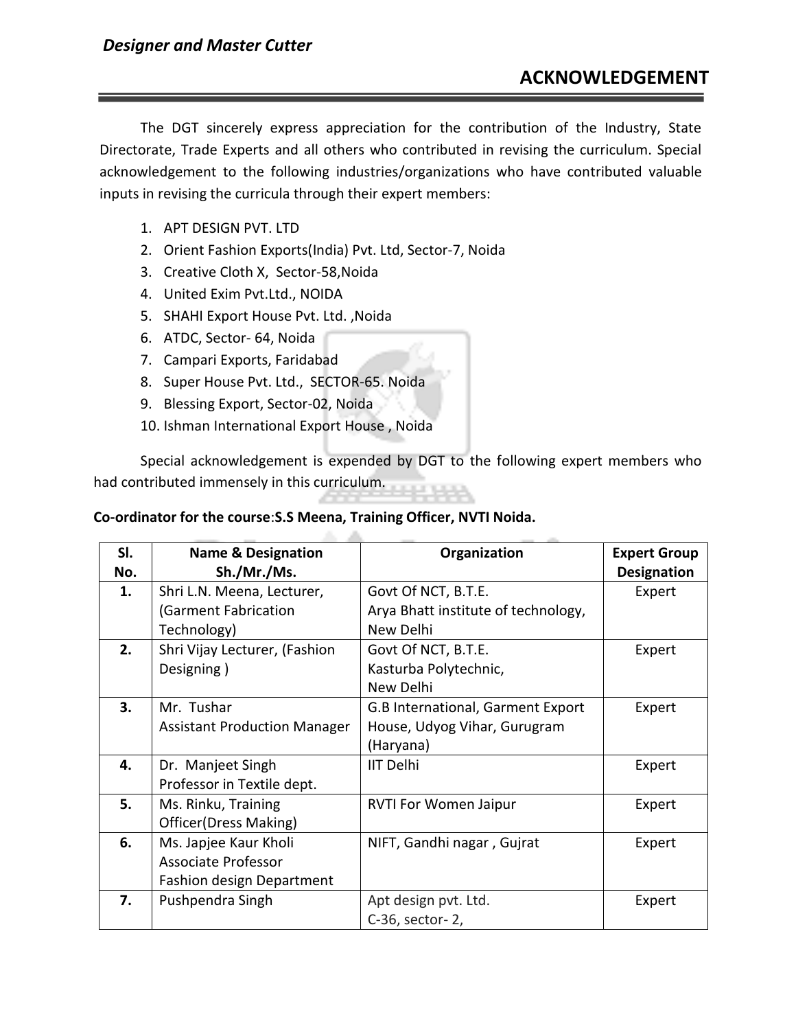# ACKNOWLEDGEMENT

The DGT sincerely express appreciation for the contribution of the Industry, State Directorate, Trade Experts and all others who contributed in revising the curriculum. Special acknowledgement to the following industries/organizations who have contributed valuable inputs in revising the curricula through their expert members:

1. APT DESIGN PVT. LTD
2. Orient Fashion Exports(India) Pvt. Ltd, Sector-7, Noida
3. Creative Cloth X, Sector-58,Noida
4. United Exim Pvt.Ltd., NOIDA
5. SHAHI Export House Pvt. Ltd. ,Noida
6. ATDC, Sector- 64, Noida
7. Campari Exports, Faridabad
8. Super House Pvt. Ltd., SECTOR-65. Noida
9. Blessing Export, Sector-02, Noida
10. Ishman International Export House , Noida

Special acknowledgement is expended by DGT to the following expert members who had contributed immensely in this curriculum.

**Co-ordinator for the course:S.S Meena, Training Officer, NVTI Noida.**

| Sl. No. | Name & Designation Sh./Mr./Ms. | Organization | Expert Group Designation |
|---|---|---|---|
| **1.** | Shri L.N. Meena, Lecturer, (Garment Fabrication Technology) | Govt Of NCT, B.T.E. Arya Bhatt institute of technology, New Delhi | Expert |
| **2.** | Shri Vijay Lecturer, (Fashion Designing ) | Govt Of NCT, B.T.E. Kasturba Polytechnic, New Delhi | Expert |
| **3.** | Mr. Tushar Assistant Production Manager | G.B International, Garment Export House, Udyog Vihar, Gurugram (Haryana) | Expert |
| **4.** | Dr. Manjeet Singh Professor in Textile dept. | IIT Delhi | Expert |
| **5.** | Ms. Rinku, Training Officer(Dress Making) | RVTI For Women Jaipur | Expert |
| **6.** | Ms. Japjee Kaur Kholi Associate Professor Fashion design Department | NIFT, Gandhi nagar , Gujrat | Expert |
| **7.** | Pushpendra Singh | Apt design pvt. Ltd. C-36, sector- 2, | Expert |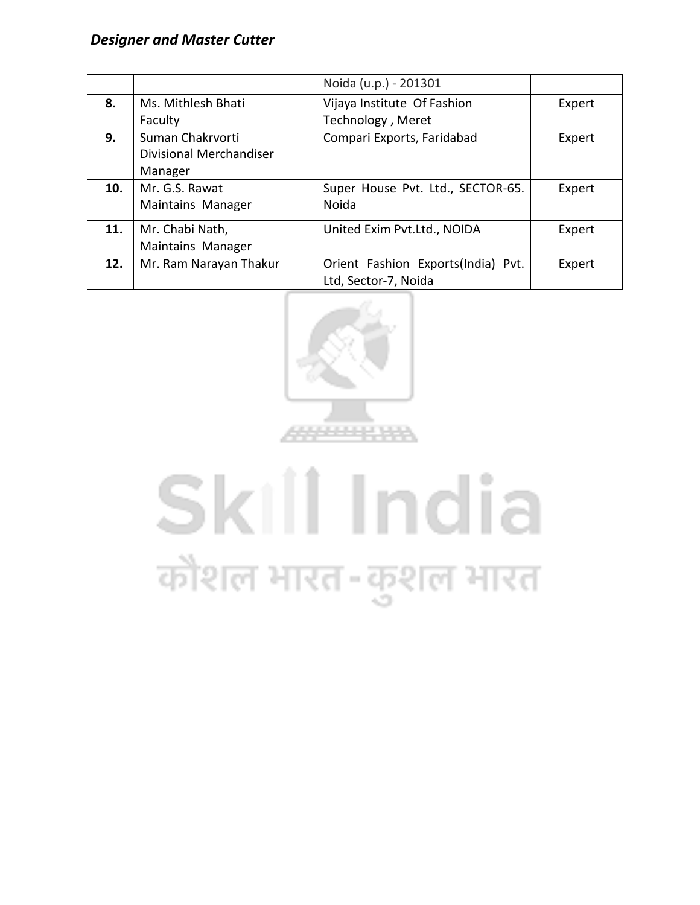|  |  | Noida (u.p.) - 201301 |  |
|---|---|---|---|
| **8.** | Ms. Mithlesh Bhati<br>Faculty | Vijaya Institute Of Fashion Technology , Meret | Expert |
| **9.** | Suman Chakrvorti<br>Divisional Merchandiser Manager | Compari Exports, Faridabad | Expert |
| **10.** | Mr. G.S. Rawat<br>Maintains Manager | Super House Pvt. Ltd., SECTOR-65. Noida | Expert |
| **11.** | Mr. Chabi Nath,<br>Maintains Manager | United Exim Pvt.Ltd., NOIDA | Expert |
| **12.** | Mr. Ram Narayan Thakur | Orient Fashion Exports(India) Pvt. Ltd, Sector-7, Noida | Expert |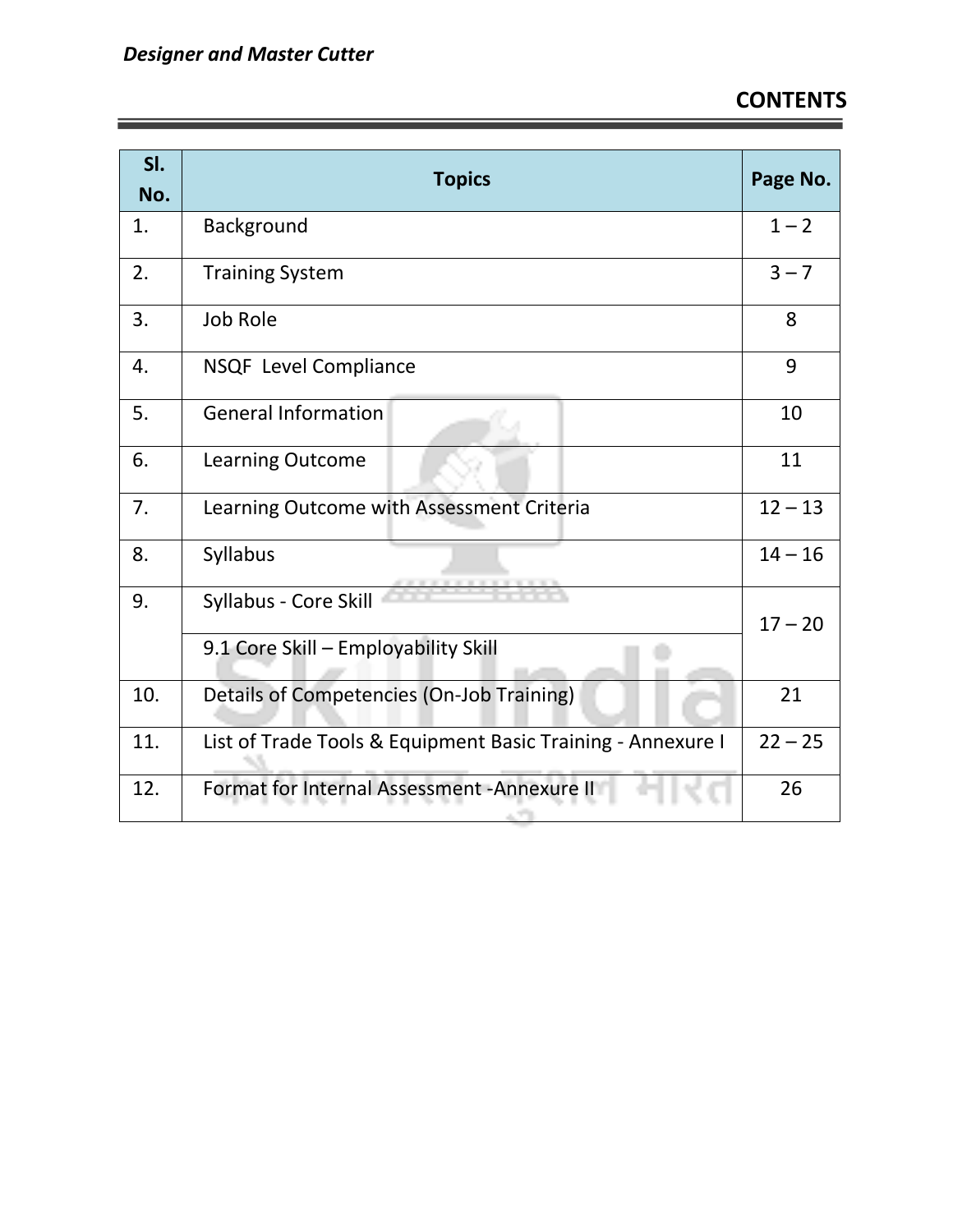# CONTENTS

| Sl. No. | Topics | Page No. |
|---|---|---|
| 1. | Background | 1 – 2 |
| 2. | Training System | 3 – 7 |
| 3. | Job Role | 8 |
| 4. | NSQF Level Compliance | 9 |
| 5. | General Information | 10 |
| 6. | Learning Outcome | 11 |
| 7. | Learning Outcome with Assessment Criteria | 12 – 13 |
| 8. | Syllabus | 14 – 16 |
| 9. | Syllabus - Core Skill | 17 – 20 |
| | 9.1 Core Skill – Employability Skill | |
| 10. | Details of Competencies (On-Job Training) | 21 |
| 11. | List of Trade Tools & Equipment Basic Training - Annexure I | 22 – 25 |
| 12. | Format for Internal Assessment -Annexure II | 26 |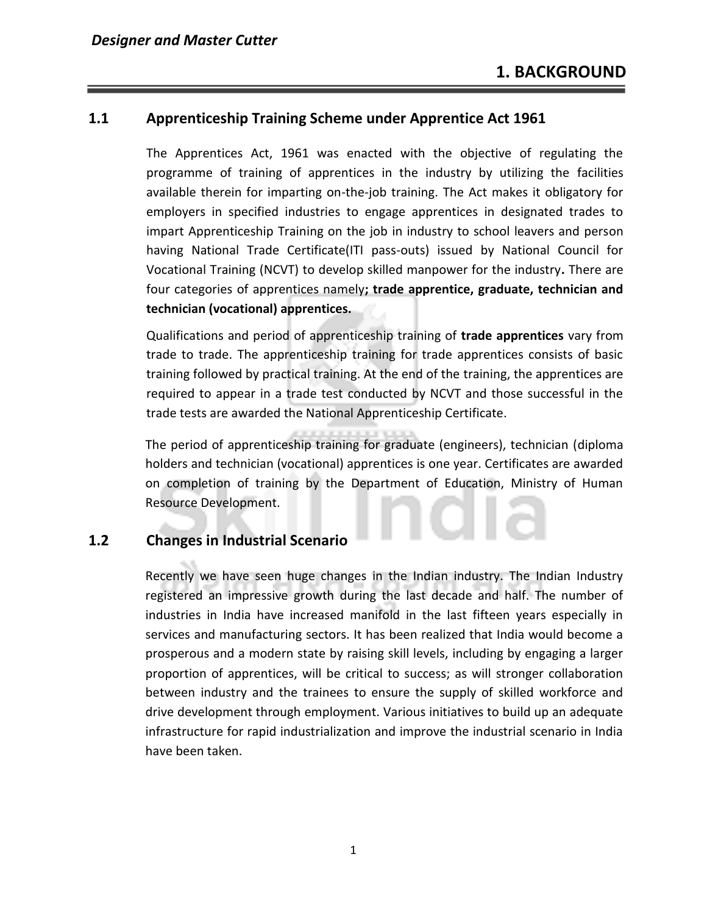# 1. BACKGROUND

## 1.1 Apprenticeship Training Scheme under Apprentice Act 1961

The Apprentices Act, 1961 was enacted with the objective of regulating the programme of training of apprentices in the industry by utilizing the facilities available therein for imparting on-the-job training. The Act makes it obligatory for employers in specified industries to engage apprentices in designated trades to impart Apprenticeship Training on the job in industry to school leavers and person having National Trade Certificate(ITI pass-outs) issued by National Council for Vocational Training (NCVT) to develop skilled manpower for the industry**.** There are four categories of apprentices namely**; trade apprentice, graduate, technician and technician (vocational) apprentices.**

Qualifications and period of apprenticeship training of **trade apprentices** vary from trade to trade. The apprenticeship training for trade apprentices consists of basic training followed by practical training. At the end of the training, the apprentices are required to appear in a trade test conducted by NCVT and those successful in the trade tests are awarded the National Apprenticeship Certificate.

The period of apprenticeship training for graduate (engineers), technician (diploma holders and technician (vocational) apprentices is one year. Certificates are awarded on completion of training by the Department of Education, Ministry of Human Resource Development.

## 1.2 Changes in Industrial Scenario

Recently we have seen huge changes in the Indian industry. The Indian Industry registered an impressive growth during the last decade and half. The number of industries in India have increased manifold in the last fifteen years especially in services and manufacturing sectors. It has been realized that India would become a prosperous and a modern state by raising skill levels, including by engaging a larger proportion of apprentices, will be critical to success; as will stronger collaboration between industry and the trainees to ensure the supply of skilled workforce and drive development through employment. Various initiatives to build up an adequate infrastructure for rapid industrialization and improve the industrial scenario in India have been taken.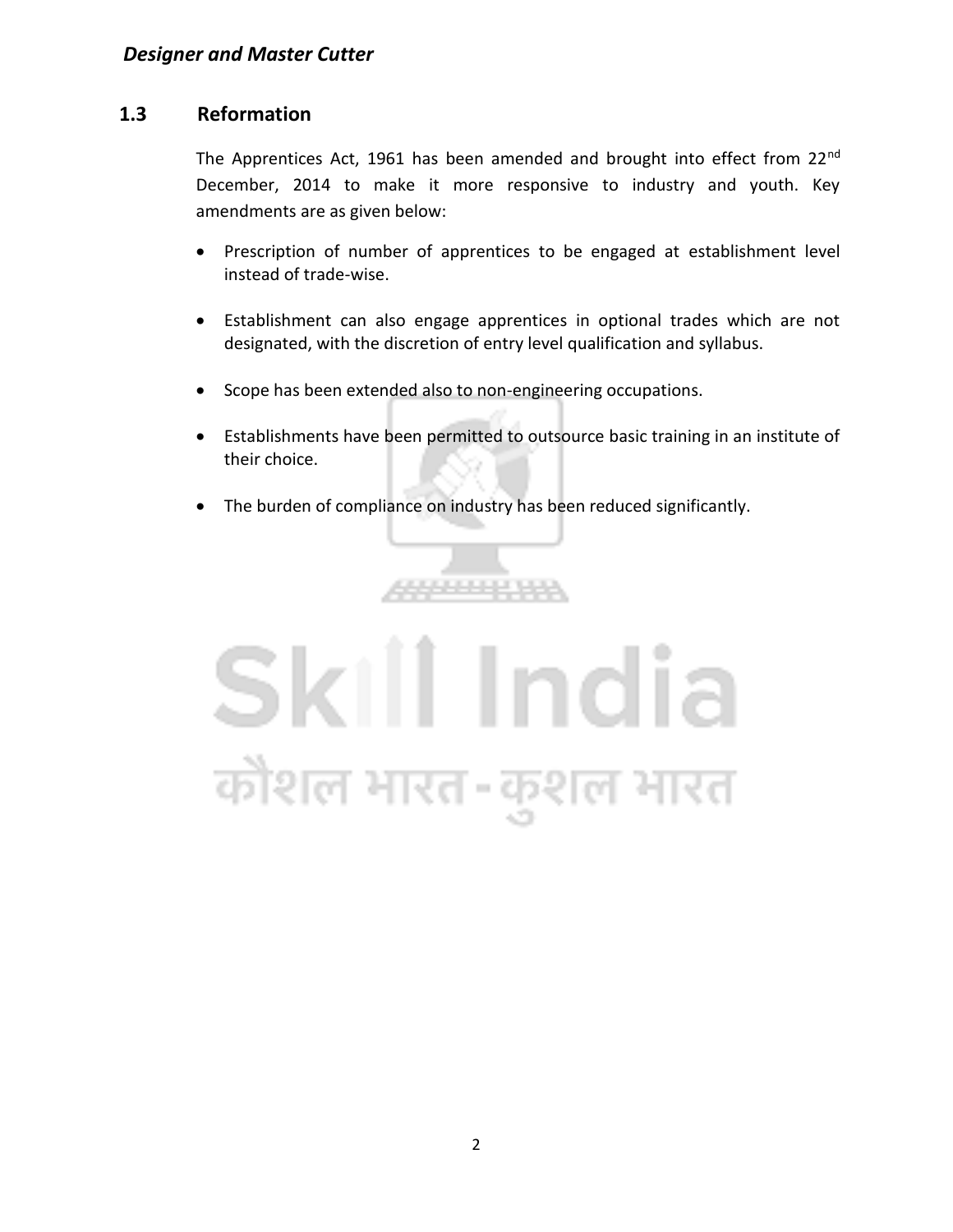## 1.3 Reformation

The Apprentices Act, 1961 has been amended and brought into effect from 22nd December, 2014 to make it more responsive to industry and youth. Key amendments are as given below:

- Prescription of number of apprentices to be engaged at establishment level instead of trade-wise.
- Establishment can also engage apprentices in optional trades which are not designated, with the discretion of entry level qualification and syllabus.
- Scope has been extended also to non-engineering occupations.
- Establishments have been permitted to outsource basic training in an institute of their choice.
- The burden of compliance on industry has been reduced significantly.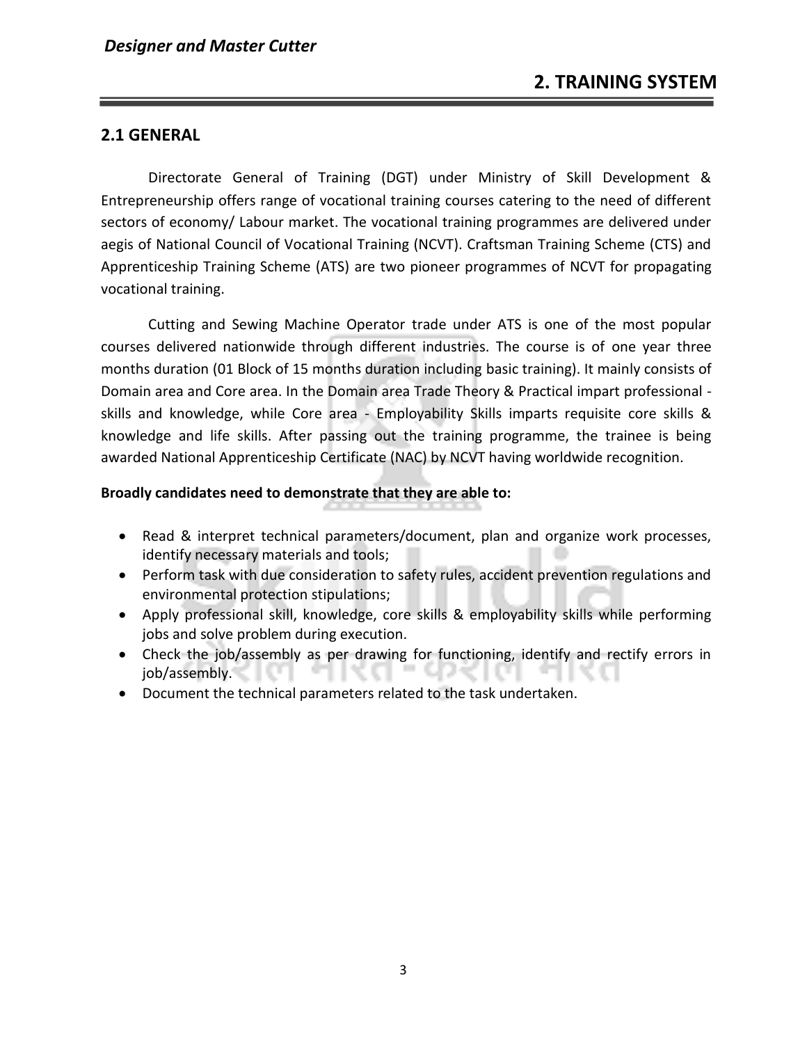## 2. TRAINING SYSTEM

### 2.1 GENERAL

Directorate General of Training (DGT) under Ministry of Skill Development & Entrepreneurship offers range of vocational training courses catering to the need of different sectors of economy/ Labour market. The vocational training programmes are delivered under aegis of National Council of Vocational Training (NCVT). Craftsman Training Scheme (CTS) and Apprenticeship Training Scheme (ATS) are two pioneer programmes of NCVT for propagating vocational training.

Cutting and Sewing Machine Operator trade under ATS is one of the most popular courses delivered nationwide through different industries. The course is of one year three months duration (01 Block of 15 months duration including basic training). It mainly consists of Domain area and Core area. In the Domain area Trade Theory & Practical impart professional - skills and knowledge, while Core area - Employability Skills imparts requisite core skills & knowledge and life skills. After passing out the training programme, the trainee is being awarded National Apprenticeship Certificate (NAC) by NCVT having worldwide recognition.

**Broadly candidates need to demonstrate that they are able to:**

- Read & interpret technical parameters/document, plan and organize work processes, identify necessary materials and tools;
- Perform task with due consideration to safety rules, accident prevention regulations and environmental protection stipulations;
- Apply professional skill, knowledge, core skills & employability skills while performing jobs and solve problem during execution.
- Check the job/assembly as per drawing for functioning, identify and rectify errors in job/assembly.
- Document the technical parameters related to the task undertaken.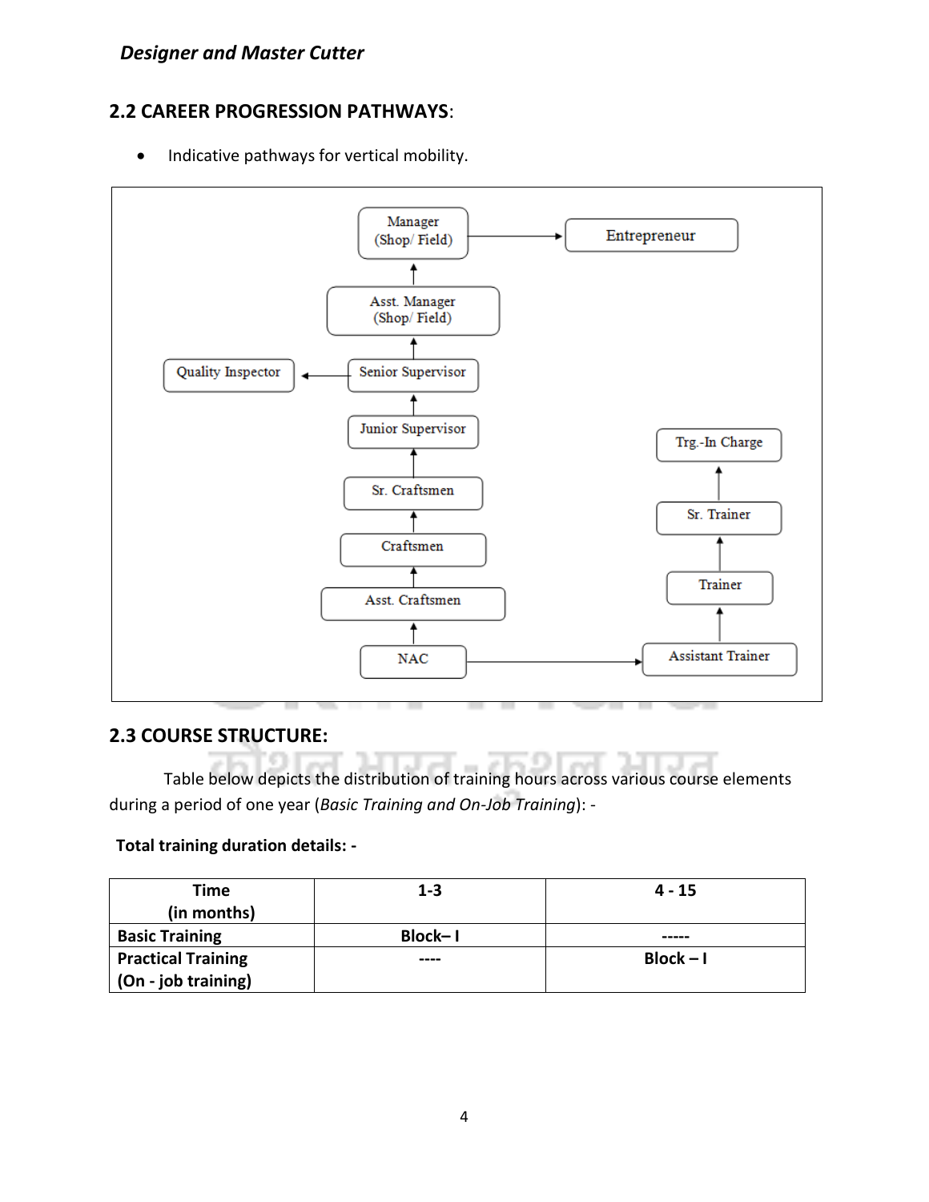## 2.2 CAREER PROGRESSION PATHWAYS:

- Indicative pathways for vertical mobility.

NAC → Asst. Craftsmen → Craftsmen → Sr. Craftsmen → Junior Supervisor → Senior Supervisor → Asst. Manager (Shop/ Field) → Manager (Shop/ Field) → Entrepreneur

Senior Supervisor → Quality Inspector

NAC → Assistant Trainer → Trainer → Sr. Trainer → Trg.-In Charge

## 2.3 COURSE STRUCTURE:

Table below depicts the distribution of training hours across various course elements during a period of one year (*Basic Training and On-Job Training*): -

**Total training duration details: -**

| **Time (in months)** | **1-3** | **4 - 15** |
|---|---|---|
| **Basic Training** | **Block– I** | **-----** |
| **Practical Training (On - job training)** | **----** | **Block – I** |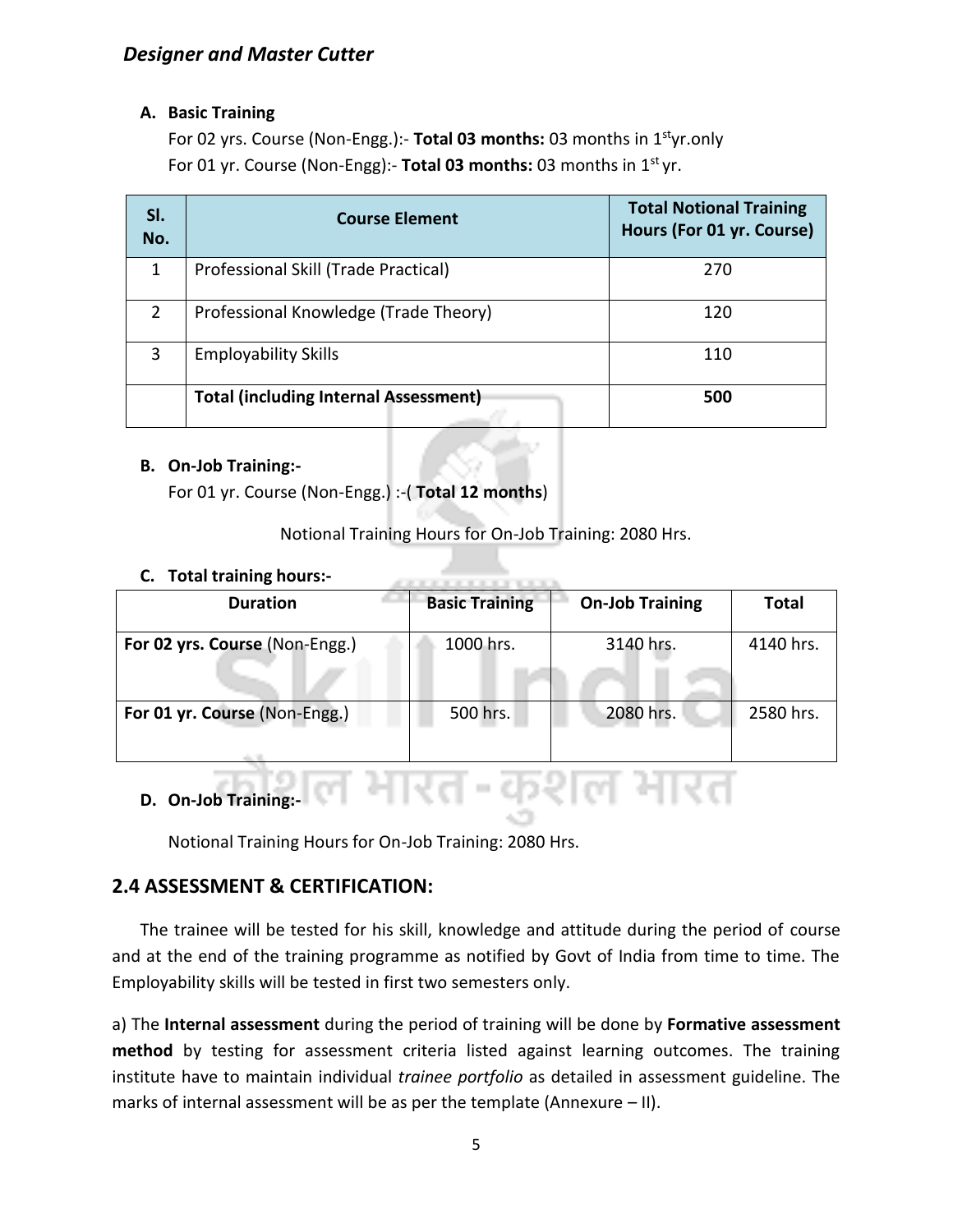**A. Basic Training**

For 02 yrs. Course (Non-Engg.):- **Total 03 months:** 03 months in 1st yr.only

For 01 yr. Course (Non-Engg):- **Total 03 months:** 03 months in 1st yr.

| Sl. No. | Course Element | Total Notional Training Hours (For 01 yr. Course) |
|---|---|---|
| 1 | Professional Skill (Trade Practical) | 270 |
| 2 | Professional Knowledge (Trade Theory) | 120 |
| 3 | Employability Skills | 110 |
| | **Total (including Internal Assessment)** | **500** |

**B. On-Job Training:-**

For 01 yr. Course (Non-Engg.) :-( **Total 12 months**)

Notional Training Hours for On-Job Training: 2080 Hrs.

**C. Total training hours:-**

| Duration | Basic Training | On-Job Training | Total |
|---|---|---|---|
| **For 02 yrs. Course** (Non-Engg.) | 1000 hrs. | 3140 hrs. | 4140 hrs. |
| **For 01 yr. Course** (Non-Engg.) | 500 hrs. | 2080 hrs. | 2580 hrs. |

**D. On-Job Training:-**

Notional Training Hours for On-Job Training: 2080 Hrs.

## 2.4 ASSESSMENT & CERTIFICATION:

The trainee will be tested for his skill, knowledge and attitude during the period of course and at the end of the training programme as notified by Govt of India from time to time. The Employability skills will be tested in first two semesters only.

a) The **Internal assessment** during the period of training will be done by **Formative assessment method** by testing for assessment criteria listed against learning outcomes. The training institute have to maintain individual *trainee portfolio* as detailed in assessment guideline. The marks of internal assessment will be as per the template (Annexure – II).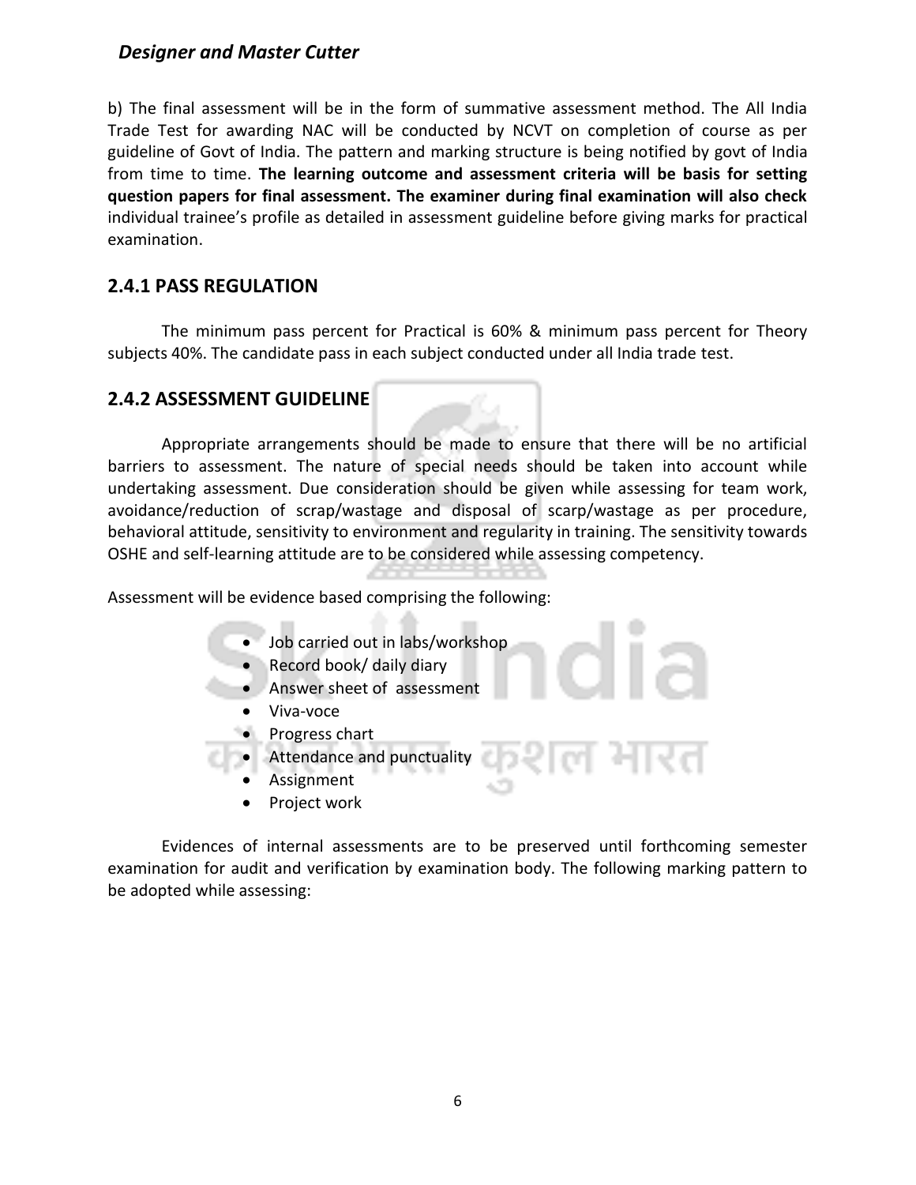b) The final assessment will be in the form of summative assessment method. The All India Trade Test for awarding NAC will be conducted by NCVT on completion of course as per guideline of Govt of India. The pattern and marking structure is being notified by govt of India from time to time. **The learning outcome and assessment criteria will be basis for setting question papers for final assessment. The examiner during final examination will also check** individual trainee's profile as detailed in assessment guideline before giving marks for practical examination.

## 2.4.1 PASS REGULATION

The minimum pass percent for Practical is 60% & minimum pass percent for Theory subjects 40%. The candidate pass in each subject conducted under all India trade test.

## 2.4.2 ASSESSMENT GUIDELINE

Appropriate arrangements should be made to ensure that there will be no artificial barriers to assessment. The nature of special needs should be taken into account while undertaking assessment. Due consideration should be given while assessing for team work, avoidance/reduction of scrap/wastage and disposal of scarp/wastage as per procedure, behavioral attitude, sensitivity to environment and regularity in training. The sensitivity towards OSHE and self-learning attitude are to be considered while assessing competency.

Assessment will be evidence based comprising the following:

- Job carried out in labs/workshop
- Record book/ daily diary
- Answer sheet of assessment
- Viva-voce
- Progress chart
- Attendance and punctuality
- Assignment
- Project work

Evidences of internal assessments are to be preserved until forthcoming semester examination for audit and verification by examination body. The following marking pattern to be adopted while assessing: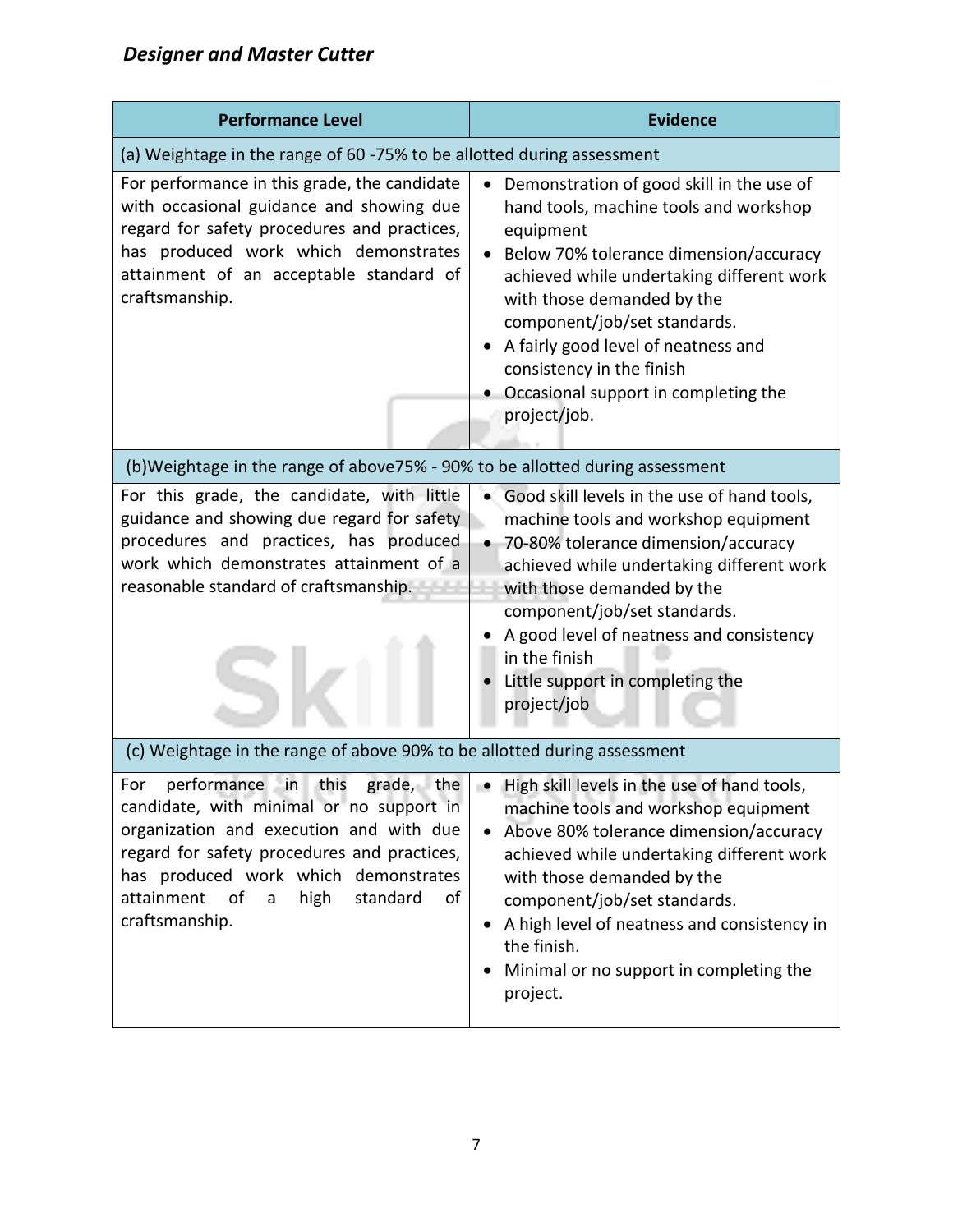| Performance Level | Evidence |
|---|---|
| (a) Weightage in the range of 60 -75% to be allotted during assessment | |
| For performance in this grade, the candidate with occasional guidance and showing due regard for safety procedures and practices, has produced work which demonstrates attainment of an acceptable standard of craftsmanship. | • Demonstration of good skill in the use of hand tools, machine tools and workshop equipment<br>• Below 70% tolerance dimension/accuracy achieved while undertaking different work with those demanded by the component/job/set standards.<br>• A fairly good level of neatness and consistency in the finish<br>• Occasional support in completing the project/job. |
| (b)Weightage in the range of above75% - 90% to be allotted during assessment | |
| For this grade, the candidate, with little guidance and showing due regard for safety procedures and practices, has produced work which demonstrates attainment of a reasonable standard of craftsmanship. | • Good skill levels in the use of hand tools, machine tools and workshop equipment<br>• 70-80% tolerance dimension/accuracy achieved while undertaking different work with those demanded by the component/job/set standards.<br>• A good level of neatness and consistency in the finish<br>• Little support in completing the project/job |
| (c) Weightage in the range of above 90% to be allotted during assessment | |
| For performance in this grade, the candidate, with minimal or no support in organization and execution and with due regard for safety procedures and practices, has produced work which demonstrates attainment of a high standard of craftsmanship. | • High skill levels in the use of hand tools, machine tools and workshop equipment<br>• Above 80% tolerance dimension/accuracy achieved while undertaking different work with those demanded by the component/job/set standards.<br>• A high level of neatness and consistency in the finish.<br>• Minimal or no support in completing the project. |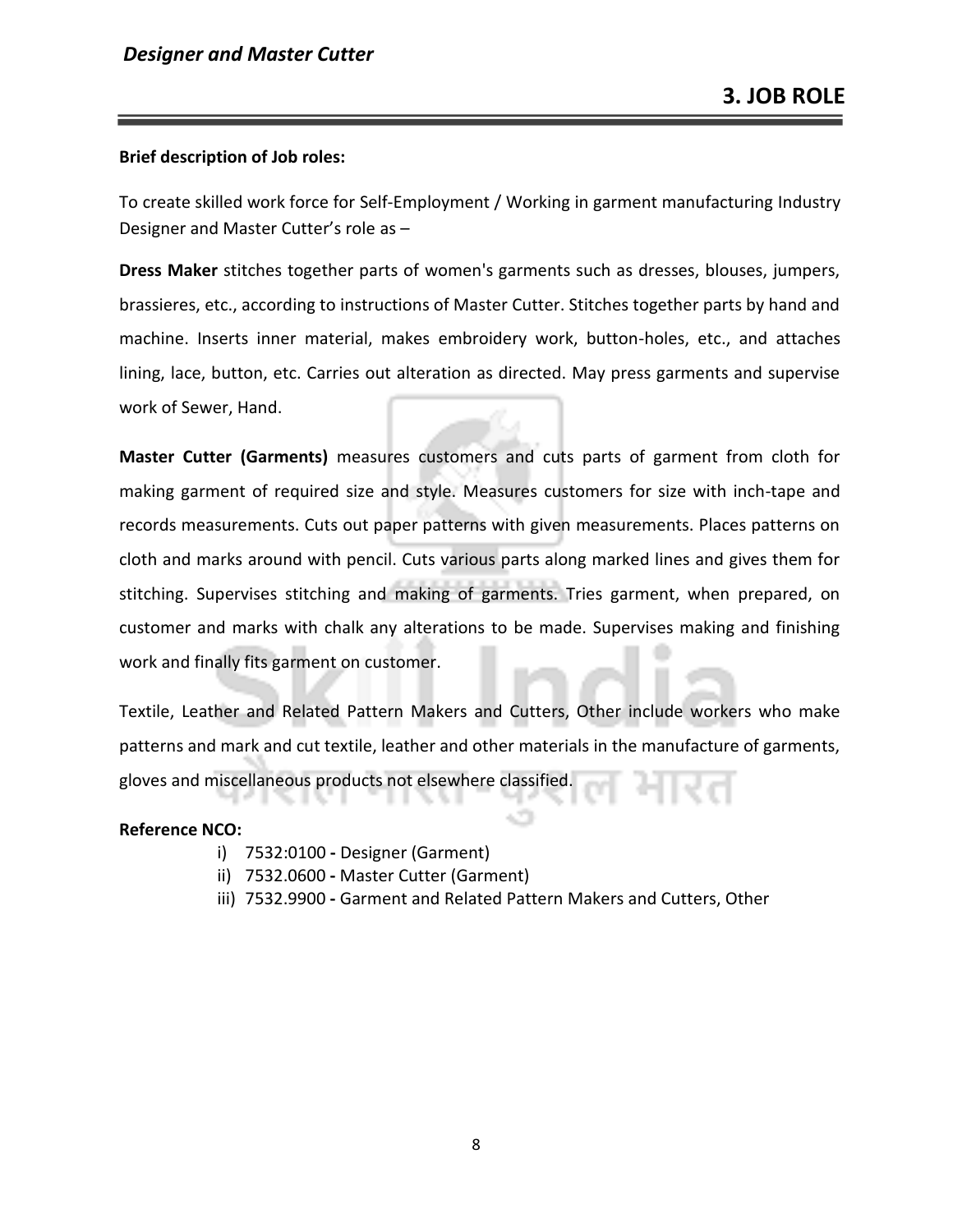# 3. JOB ROLE

**Brief description of Job roles:**

To create skilled work force for Self-Employment / Working in garment manufacturing Industry Designer and Master Cutter's role as –

**Dress Maker** stitches together parts of women's garments such as dresses, blouses, jumpers, brassieres, etc., according to instructions of Master Cutter. Stitches together parts by hand and machine. Inserts inner material, makes embroidery work, button-holes, etc., and attaches lining, lace, button, etc. Carries out alteration as directed. May press garments and supervise work of Sewer, Hand.

**Master Cutter (Garments)** measures customers and cuts parts of garment from cloth for making garment of required size and style. Measures customers for size with inch-tape and records measurements. Cuts out paper patterns with given measurements. Places patterns on cloth and marks around with pencil. Cuts various parts along marked lines and gives them for stitching. Supervises stitching and making of garments. Tries garment, when prepared, on customer and marks with chalk any alterations to be made. Supervises making and finishing work and finally fits garment on customer.

Textile, Leather and Related Pattern Makers and Cutters, Other include workers who make patterns and mark and cut textile, leather and other materials in the manufacture of garments, gloves and miscellaneous products not elsewhere classified.

**Reference NCO:**

i) 7532:0100 **-** Designer (Garment)
ii) 7532.0600 **-** Master Cutter (Garment)
iii) 7532.9900 **-** Garment and Related Pattern Makers and Cutters, Other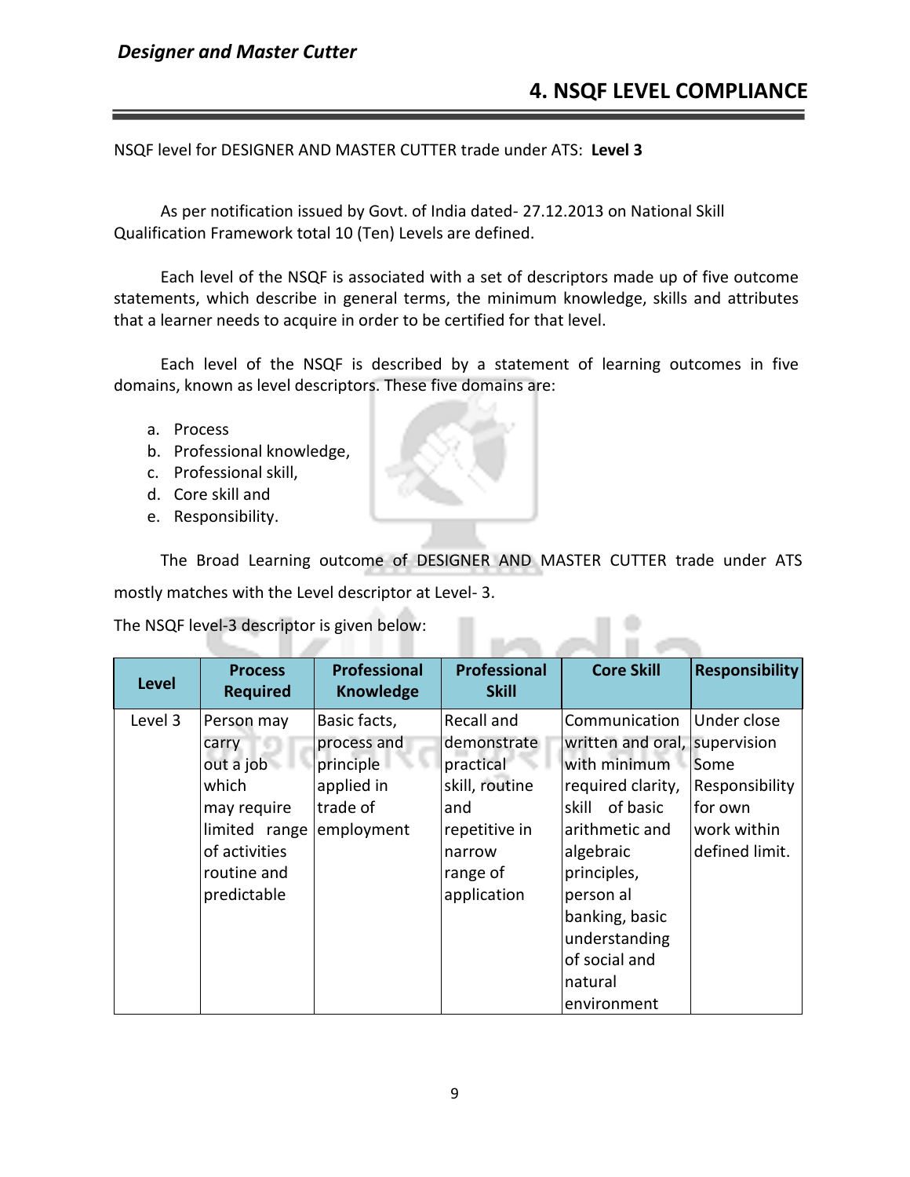## 4. NSQF LEVEL COMPLIANCE

NSQF level for DESIGNER AND MASTER CUTTER trade under ATS: **Level 3**

As per notification issued by Govt. of India dated- 27.12.2013 on National Skill Qualification Framework total 10 (Ten) Levels are defined.

Each level of the NSQF is associated with a set of descriptors made up of five outcome statements, which describe in general terms, the minimum knowledge, skills and attributes that a learner needs to acquire in order to be certified for that level.

Each level of the NSQF is described by a statement of learning outcomes in five domains, known as level descriptors. These five domains are:

a. Process
b. Professional knowledge,
c. Professional skill,
d. Core skill and
e. Responsibility.

The Broad Learning outcome of DESIGNER AND MASTER CUTTER trade under ATS mostly matches with the Level descriptor at Level- 3.

The NSQF level-3 descriptor is given below:

| Level | Process Required | Professional Knowledge | Professional Skill | Core Skill | Responsibility |
|---|---|---|---|---|---|
| Level 3 | Person may carry out a job which may require limited range of activities routine and predictable | Basic facts, process and principle applied in trade of employment | Recall and demonstrate practical skill, routine and repetitive in narrow range of application | Communication written and oral, with minimum required clarity, skill of basic arithmetic and algebraic principles, person al banking, basic understanding of social and natural environment | Under close supervision Some Responsibility for own work within defined limit. |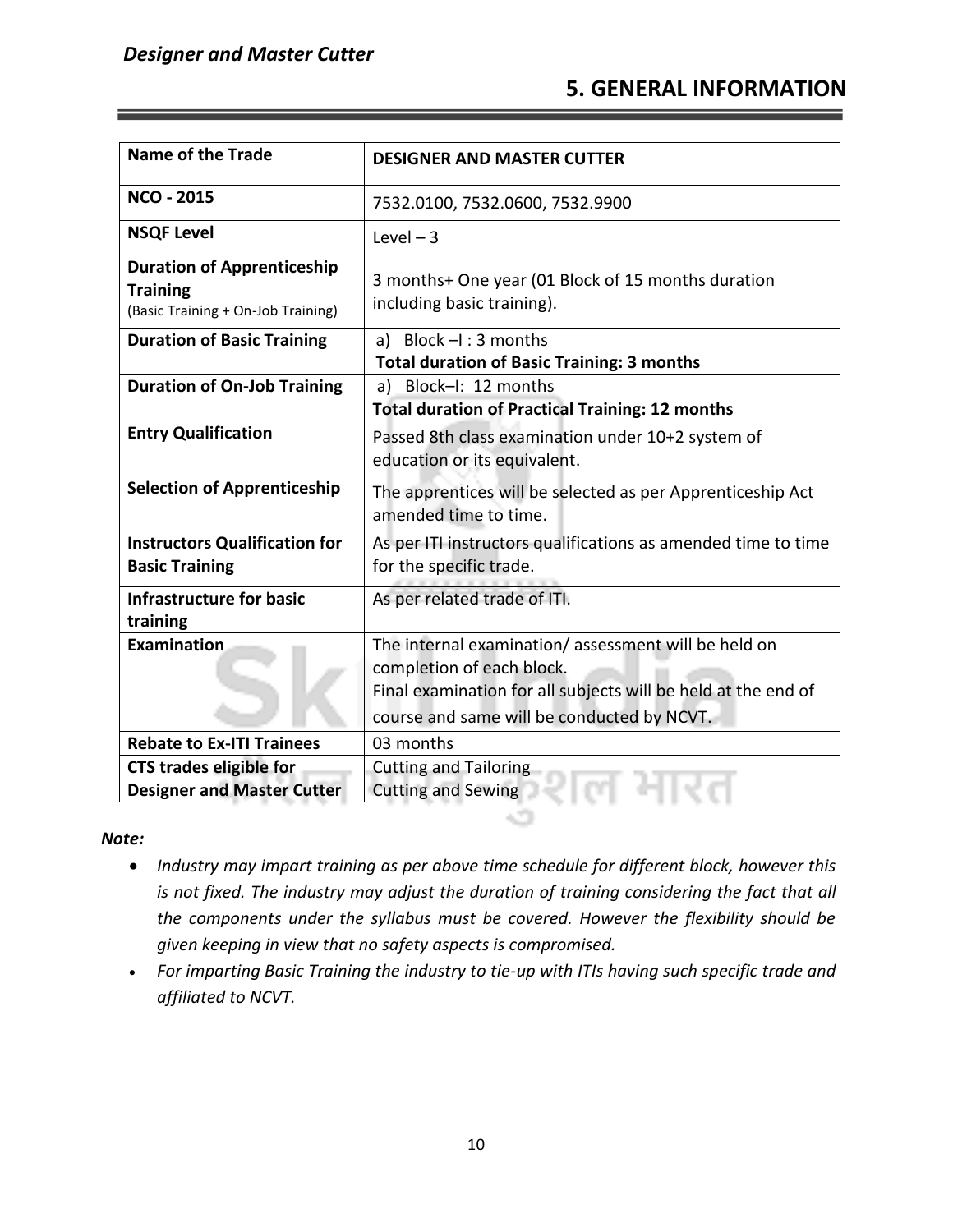## 5. GENERAL INFORMATION

| Name of the Trade | DESIGNER AND MASTER CUTTER |
|---|---|
| **NCO - 2015** | 7532.0100, 7532.0600, 7532.9900 |
| **NSQF Level** | Level – 3 |
| **Duration of Apprenticeship Training** (Basic Training + On-Job Training) | 3 months+ One year (01 Block of 15 months duration including basic training). |
| **Duration of Basic Training** | a) Block –I : 3 months<br>**Total duration of Basic Training: 3 months** |
| **Duration of On-Job Training** | a) Block–I: 12 months<br>**Total duration of Practical Training: 12 months** |
| **Entry Qualification** | Passed 8th class examination under 10+2 system of education or its equivalent. |
| **Selection of Apprenticeship** | The apprentices will be selected as per Apprenticeship Act amended time to time. |
| **Instructors Qualification for Basic Training** | As per ITI instructors qualifications as amended time to time for the specific trade. |
| **Infrastructure for basic training** | As per related trade of ITI. |
| **Examination** | The internal examination/ assessment will be held on completion of each block.<br>Final examination for all subjects will be held at the end of course and same will be conducted by NCVT. |
| **Rebate to Ex-ITI Trainees** | 03 months |
| **CTS trades eligible for Designer and Master Cutter** | Cutting and Tailoring<br>Cutting and Sewing |

***Note:***

- *Industry may impart training as per above time schedule for different block, however this is not fixed. The industry may adjust the duration of training considering the fact that all the components under the syllabus must be covered. However the flexibility should be given keeping in view that no safety aspects is compromised.*
- *For imparting Basic Training the industry to tie-up with ITIs having such specific trade and affiliated to NCVT.*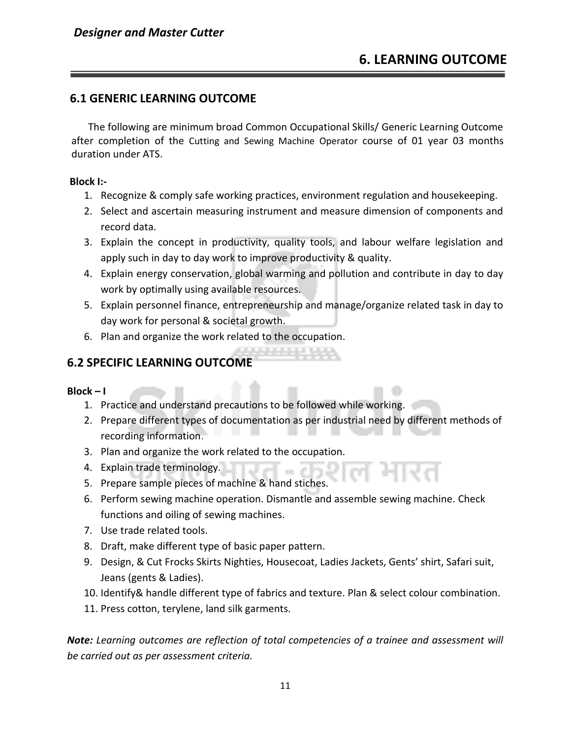## 6. LEARNING OUTCOME

### 6.1 GENERIC LEARNING OUTCOME

The following are minimum broad Common Occupational Skills/ Generic Learning Outcome after completion of the Cutting and Sewing Machine Operator course of 01 year 03 months duration under ATS.

**Block I:-**

1. Recognize & comply safe working practices, environment regulation and housekeeping.
2. Select and ascertain measuring instrument and measure dimension of components and record data.
3. Explain the concept in productivity, quality tools, and labour welfare legislation and apply such in day to day work to improve productivity & quality.
4. Explain energy conservation, global warming and pollution and contribute in day to day work by optimally using available resources.
5. Explain personnel finance, entrepreneurship and manage/organize related task in day to day work for personal & societal growth.
6. Plan and organize the work related to the occupation.

### 6.2 SPECIFIC LEARNING OUTCOME

**Block – I**

1. Practice and understand precautions to be followed while working.
2. Prepare different types of documentation as per industrial need by different methods of recording information.
3. Plan and organize the work related to the occupation.
4. Explain trade terminology.
5. Prepare sample pieces of machine & hand stiches.
6. Perform sewing machine operation. Dismantle and assemble sewing machine. Check functions and oiling of sewing machines.
7. Use trade related tools.
8. Draft, make different type of basic paper pattern.
9. Design, & Cut Frocks Skirts Nighties, Housecoat, Ladies Jackets, Gents' shirt, Safari suit, Jeans (gents & Ladies).
10. Identify& handle different type of fabrics and texture. Plan & select colour combination.
11. Press cotton, terylene, land silk garments.

***Note:*** *Learning outcomes are reflection of total competencies of a trainee and assessment will be carried out as per assessment criteria.*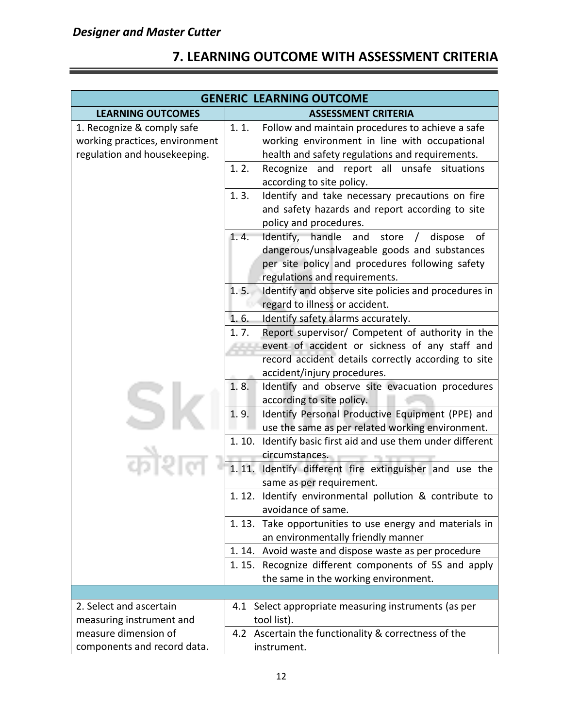## 7. LEARNING OUTCOME WITH ASSESSMENT CRITERIA

| GENERIC LEARNING OUTCOME | |
|---|---|
| **LEARNING OUTCOMES** | **ASSESSMENT CRITERIA** |
| 1. Recognize & comply safe working practices, environment regulation and housekeeping. | 1. 1. Follow and maintain procedures to achieve a safe working environment in line with occupational health and safety regulations and requirements. |
| | 1. 2. Recognize and report all unsafe situations according to site policy. |
| | 1. 3. Identify and take necessary precautions on fire and safety hazards and report according to site policy and procedures. |
| | 1. 4. Identify, handle and store / dispose of dangerous/unsalvageable goods and substances per site policy and procedures following safety regulations and requirements. |
| | 1. 5. Identify and observe site policies and procedures in regard to illness or accident. |
| | 1. 6. Identify safety alarms accurately. |
| | 1. 7. Report supervisor/ Competent of authority in the event of accident or sickness of any staff and record accident details correctly according to site accident/injury procedures. |
| | 1. 8. Identify and observe site evacuation procedures according to site policy. |
| | 1. 9. Identify Personal Productive Equipment (PPE) and use the same as per related working environment. |
| | 1. 10. Identify basic first aid and use them under different circumstances. |
| | 1. 11. Identify different fire extinguisher and use the same as per requirement. |
| | 1. 12. Identify environmental pollution & contribute to avoidance of same. |
| | 1. 13. Take opportunities to use energy and materials in an environmentally friendly manner |
| | 1. 14. Avoid waste and dispose waste as per procedure |
| | 1. 15. Recognize different components of 5S and apply the same in the working environment. |
| | |
| 2. Select and ascertain measuring instrument and measure dimension of components and record data. | 4.1 Select appropriate measuring instruments (as per tool list). |
| | 4.2 Ascertain the functionality & correctness of the instrument. |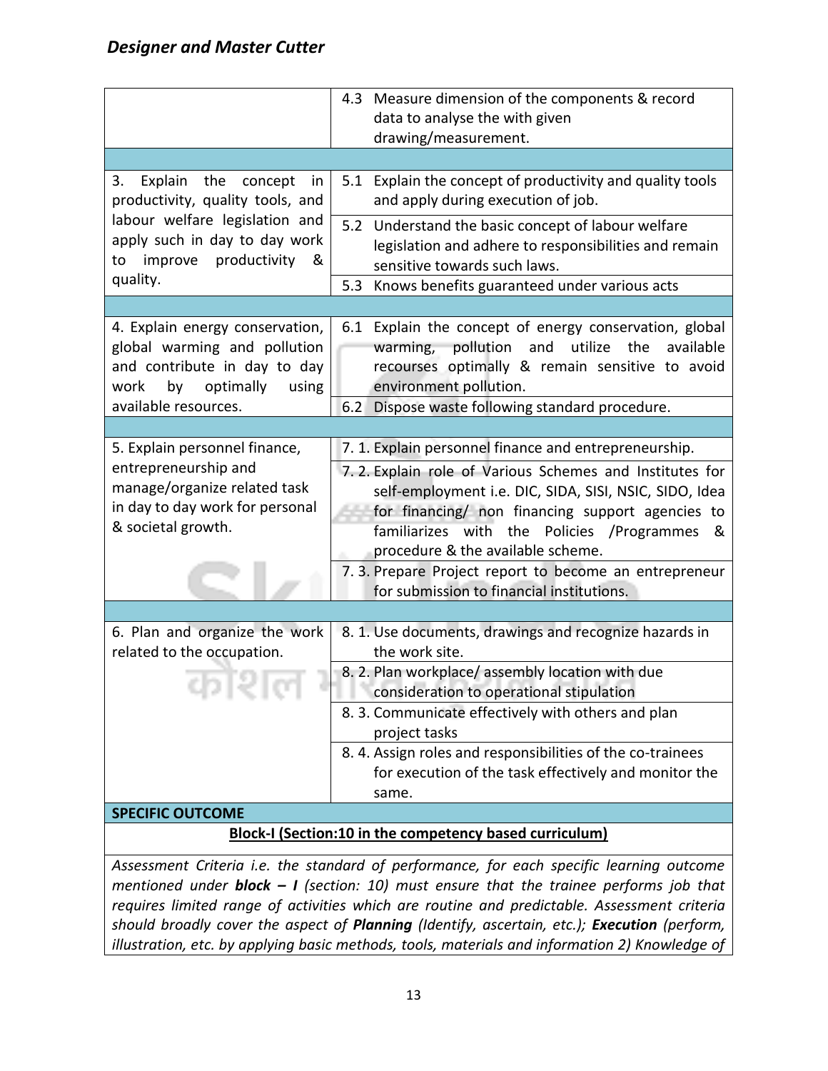| | |
|---|---|
| | 4.3 Measure dimension of the components & record data to analyse the with given drawing/measurement. |
| | |
| 3. Explain the concept in productivity, quality tools, and labour welfare legislation and apply such in day to day work to improve productivity & quality. | 5.1 Explain the concept of productivity and quality tools and apply during execution of job. |
| | 5.2 Understand the basic concept of labour welfare legislation and adhere to responsibilities and remain sensitive towards such laws. |
| | 5.3 Knows benefits guaranteed under various acts |
| | |
| 4. Explain energy conservation, global warming and pollution and contribute in day to day work by optimally using available resources. | 6.1 Explain the concept of energy conservation, global warming, pollution and utilize the available recourses optimally & remain sensitive to avoid environment pollution. |
| | 6.2 Dispose waste following standard procedure. |
| | |
| 5. Explain personnel finance, entrepreneurship and manage/organize related task in day to day work for personal & societal growth. | 7. 1. Explain personnel finance and entrepreneurship. |
| | 7. 2. Explain role of Various Schemes and Institutes for self-employment i.e. DIC, SIDA, SISI, NSIC, SIDO, Idea for financing/ non financing support agencies to familiarizes with the Policies /Programmes & procedure & the available scheme. |
| | 7. 3. Prepare Project report to become an entrepreneur for submission to financial institutions. |
| | |
| 6. Plan and organize the work related to the occupation. | 8. 1. Use documents, drawings and recognize hazards in the work site. |
| | 8. 2. Plan workplace/ assembly location with due consideration to operational stipulation |
| | 8. 3. Communicate effectively with others and plan project tasks |
| | 8. 4. Assign roles and responsibilities of the co-trainees for execution of the task effectively and monitor the same. |

**SPECIFIC OUTCOME**

**Block-I (Section:10 in the competency based curriculum)**

*Assessment Criteria i.e. the standard of performance, for each specific learning outcome mentioned under **block – I** (section: 10) must ensure that the trainee performs job that requires limited range of activities which are routine and predictable. Assessment criteria should broadly cover the aspect of **Planning** (Identify, ascertain, etc.); **Execution** (perform, illustration, etc. by applying basic methods, tools, materials and information 2) Knowledge of*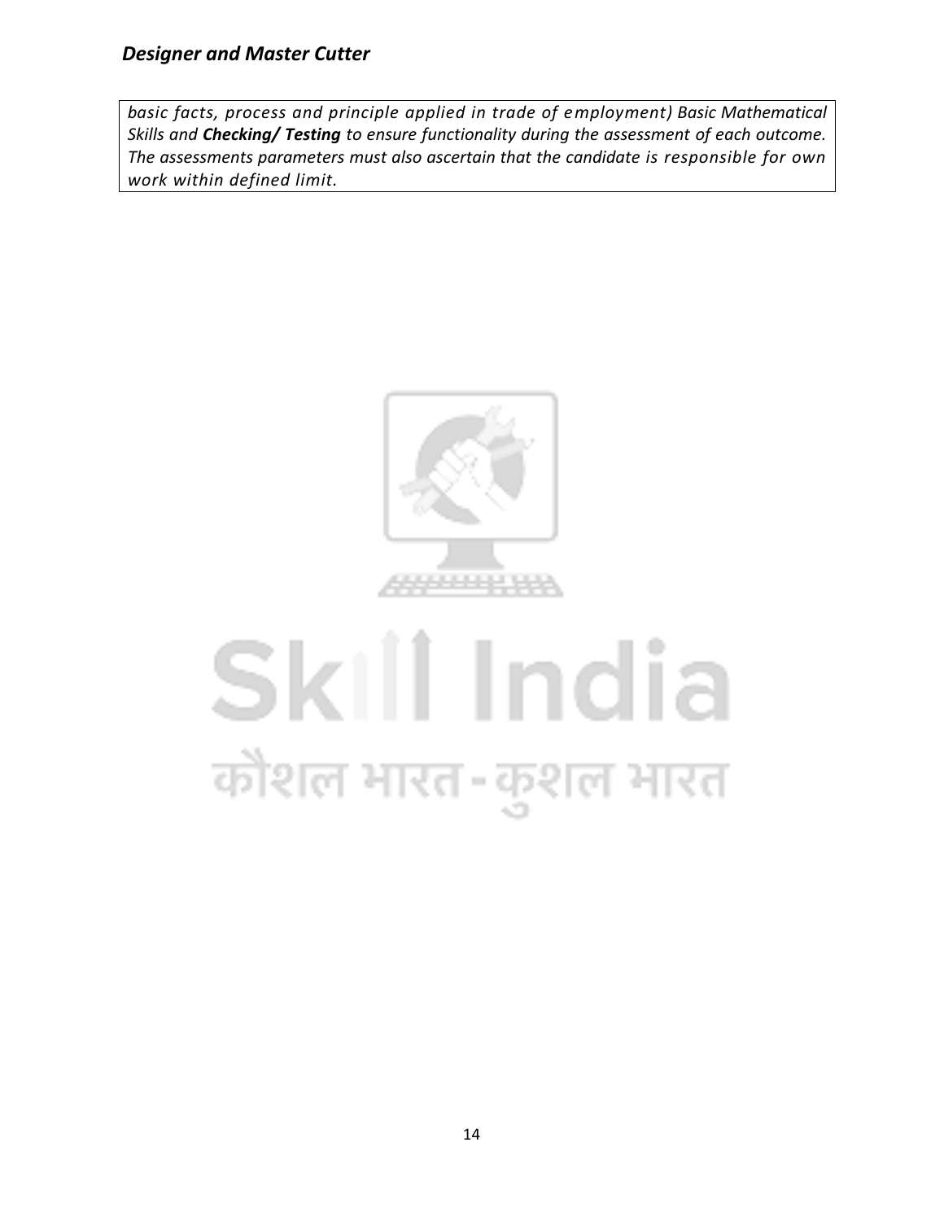*basic facts, process and principle applied in trade of employment) Basic Mathematical Skills and **Checking/ Testing** to ensure functionality during the assessment of each outcome. The assessments parameters must also ascertain that the candidate is responsible for own work within defined limit.*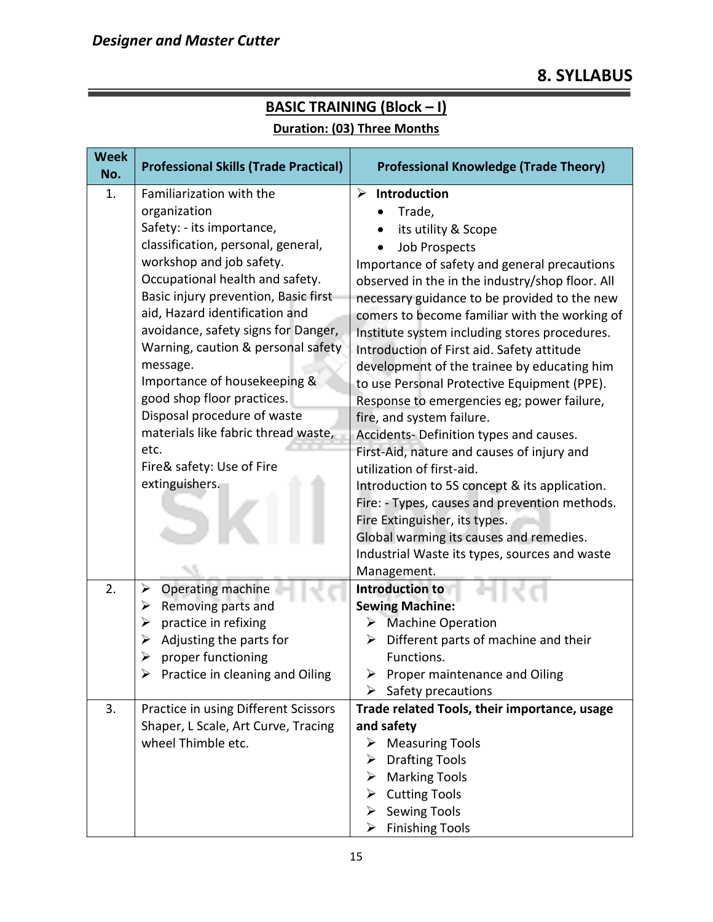## 8. SYLLABUS

### BASIC TRAINING (Block – I)

**Duration: (03) Three Months**

| Week No. | Professional Skills (Trade Practical) | Professional Knowledge (Trade Theory) |
|---|---|---|
| 1. | Familiarization with the organization<br>Safety: - its importance, classification, personal, general, workshop and job safety.<br>Occupational health and safety.<br>Basic injury prevention, Basic first aid, Hazard identification and avoidance, safety signs for Danger, Warning, caution & personal safety message.<br>Importance of housekeeping & good shop floor practices.<br>Disposal procedure of waste materials like fabric thread waste, etc.<br>Fire& safety: Use of Fire extinguishers. | ➢ **Introduction**<br>• Trade,<br>• its utility & Scope<br>• Job Prospects<br>Importance of safety and general precautions observed in the in the industry/shop floor. All necessary guidance to be provided to the new comers to become familiar with the working of Institute system including stores procedures.<br>Introduction of First aid. Safety attitude development of the trainee by educating him to use Personal Protective Equipment (PPE).<br>Response to emergencies eg; power failure, fire, and system failure.<br>Accidents- Definition types and causes.<br>First-Aid, nature and causes of injury and utilization of first-aid.<br>Introduction to 5S concept & its application.<br>Fire: - Types, causes and prevention methods.<br>Fire Extinguisher, its types.<br>Global warming its causes and remedies.<br>Industrial Waste its types, sources and waste Management. |
| 2. | ➢ Operating machine<br>➢ Removing parts and<br>➢ practice in refixing<br>➢ Adjusting the parts for<br>➢ proper functioning<br>➢ Practice in cleaning and Oiling | **Introduction to Sewing Machine:**<br>➢ Machine Operation<br>➢ Different parts of machine and their Functions.<br>➢ Proper maintenance and Oiling<br>➢ Safety precautions |
| 3. | Practice in using Different Scissors Shaper, L Scale, Art Curve, Tracing wheel Thimble etc. | **Trade related Tools, their importance, usage and safety**<br>➢ Measuring Tools<br>➢ Drafting Tools<br>➢ Marking Tools<br>➢ Cutting Tools<br>➢ Sewing Tools<br>➢ Finishing Tools |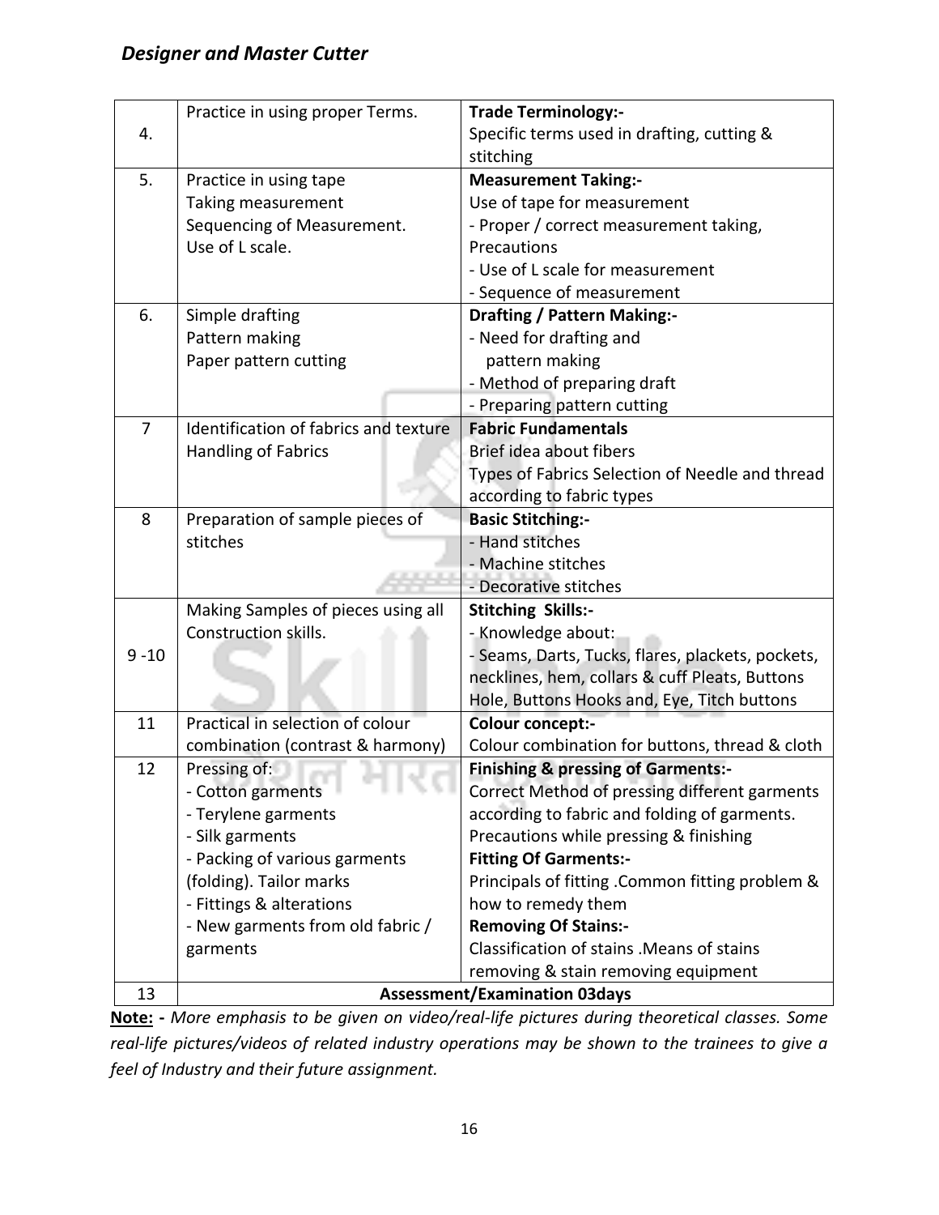| | | |
|---|---|---|
| 4. | Practice in using proper Terms. | **Trade Terminology:-**<br>Specific terms used in drafting, cutting & stitching |
| 5. | Practice in using tape<br>Taking measurement<br>Sequencing of Measurement.<br>Use of L scale. | **Measurement Taking:-**<br>Use of tape for measurement<br>- Proper / correct measurement taking, Precautions<br>- Use of L scale for measurement<br>- Sequence of measurement |
| 6. | Simple drafting<br>Pattern making<br>Paper pattern cutting | **Drafting / Pattern Making:-**<br>- Need for drafting and pattern making<br>- Method of preparing draft<br>- Preparing pattern cutting |
| 7 | Identification of fabrics and texture<br>Handling of Fabrics | **Fabric Fundamentals**<br>Brief idea about fibers<br>Types of Fabrics Selection of Needle and thread according to fabric types |
| 8 | Preparation of sample pieces of stitches | **Basic Stitching:-**<br>- Hand stitches<br>- Machine stitches<br>- Decorative stitches |
| 9 -10 | Making Samples of pieces using all Construction skills. | **Stitching Skills:-**<br>- Knowledge about:<br>- Seams, Darts, Tucks, flares, plackets, pockets, necklines, hem, collars & cuff Pleats, Buttons Hole, Buttons Hooks and, Eye, Titch buttons |
| 11 | Practical in selection of colour combination (contrast & harmony) | **Colour concept:-**<br>Colour combination for buttons, thread & cloth |
| 12 | Pressing of:<br>- Cotton garments<br>- Terylene garments<br>- Silk garments<br>- Packing of various garments (folding). Tailor marks<br>- Fittings & alterations<br>- New garments from old fabric / garments | **Finishing & pressing of Garments:-**<br>Correct Method of pressing different garments according to fabric and folding of garments.<br>Precautions while pressing & finishing<br>**Fitting Of Garments:-**<br>Principals of fitting .Common fitting problem & how to remedy them<br>**Removing Of Stains:-**<br>Classification of stains .Means of stains removing & stain removing equipment |
| 13 | **Assessment/Examination 03days** | |

**Note: -** *More emphasis to be given on video/real-life pictures during theoretical classes. Some real-life pictures/videos of related industry operations may be shown to the trainees to give a feel of Industry and their future assignment.*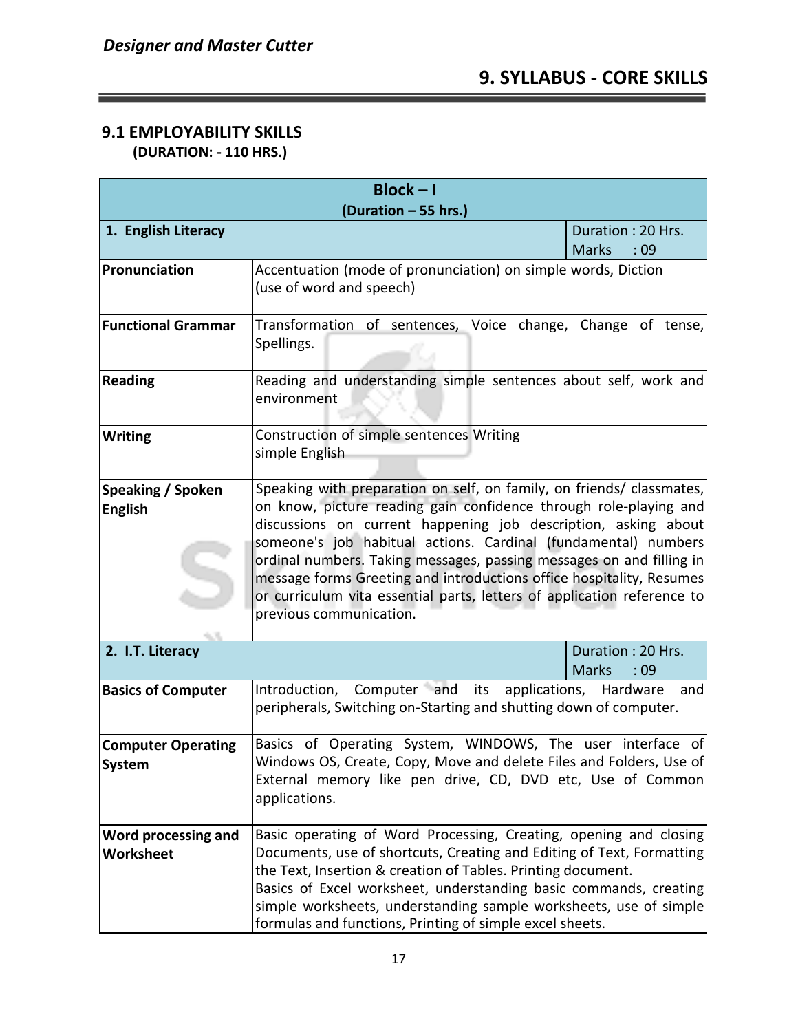## 9. SYLLABUS - CORE SKILLS

### 9.1 EMPLOYABILITY SKILLS

**(DURATION: - 110 HRS.)**

| **Block – I (Duration – 55 hrs.)** | | |
|---|---|---|
| **1. English Literacy** | | Duration : 20 Hrs. Marks : 09 |
| **Pronunciation** | Accentuation (mode of pronunciation) on simple words, Diction (use of word and speech) | |
| **Functional Grammar** | Transformation of sentences, Voice change, Change of tense, Spellings. | |
| **Reading** | Reading and understanding simple sentences about self, work and environment | |
| **Writing** | Construction of simple sentences Writing simple English | |
| **Speaking / Spoken English** | Speaking with preparation on self, on family, on friends/ classmates, on know, picture reading gain confidence through role-playing and discussions on current happening job description, asking about someone's job habitual actions. Cardinal (fundamental) numbers ordinal numbers. Taking messages, passing messages on and filling in message forms Greeting and introductions office hospitality, Resumes or curriculum vita essential parts, letters of application reference to previous communication. | |
| **2. I.T. Literacy** | | Duration : 20 Hrs. Marks : 09 |
| **Basics of Computer** | Introduction, Computer and its applications, Hardware and peripherals, Switching on-Starting and shutting down of computer. | |
| **Computer Operating System** | Basics of Operating System, WINDOWS, The user interface of Windows OS, Create, Copy, Move and delete Files and Folders, Use of External memory like pen drive, CD, DVD etc, Use of Common applications. | |
| **Word processing and Worksheet** | Basic operating of Word Processing, Creating, opening and closing Documents, use of shortcuts, Creating and Editing of Text, Formatting the Text, Insertion & creation of Tables. Printing document. Basics of Excel worksheet, understanding basic commands, creating simple worksheets, understanding sample worksheets, use of simple formulas and functions, Printing of simple excel sheets. | |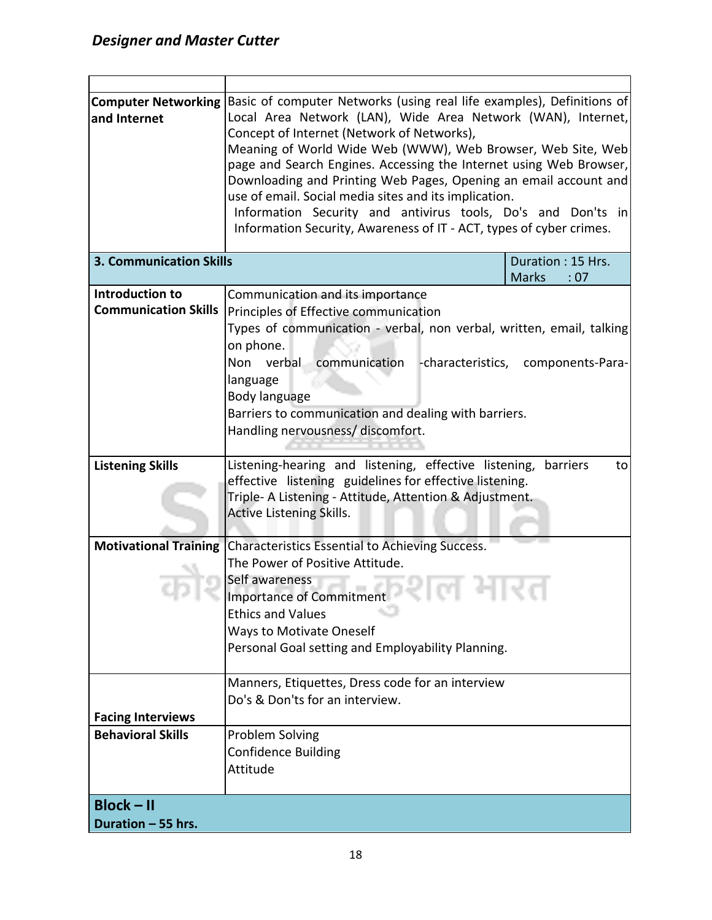| | |
|---|---|
| **Computer Networking and Internet** | Basic of computer Networks (using real life examples), Definitions of Local Area Network (LAN), Wide Area Network (WAN), Internet, Concept of Internet (Network of Networks),<br>Meaning of World Wide Web (WWW), Web Browser, Web Site, Web page and Search Engines. Accessing the Internet using Web Browser, Downloading and Printing Web Pages, Opening an email account and use of email. Social media sites and its implication.<br>Information Security and antivirus tools, Do's and Don'ts in Information Security, Awareness of IT - ACT, types of cyber crimes. |
| **3. Communication Skills** | Duration : 15 Hrs.<br>Marks : 07 |
| **Introduction to Communication Skills** | Communication and its importance<br>Principles of Effective communication<br>Types of communication - verbal, non verbal, written, email, talking on phone.<br>Non verbal communication -characteristics, components-Para-language<br>Body language<br>Barriers to communication and dealing with barriers.<br>Handling nervousness/ discomfort. |
| **Listening Skills** | Listening-hearing and listening, effective listening, barriers to effective listening guidelines for effective listening.<br>Triple- A Listening - Attitude, Attention & Adjustment.<br>Active Listening Skills. |
| **Motivational Training** | Characteristics Essential to Achieving Success.<br>The Power of Positive Attitude.<br>Self awareness<br>Importance of Commitment<br>Ethics and Values<br>Ways to Motivate Oneself<br>Personal Goal setting and Employability Planning. |
| **Facing Interviews** | Manners, Etiquettes, Dress code for an interview<br>Do's & Don'ts for an interview. |
| **Behavioral Skills** | Problem Solving<br>Confidence Building<br>Attitude |
| **Block – II**<br>**Duration – 55 hrs.** | |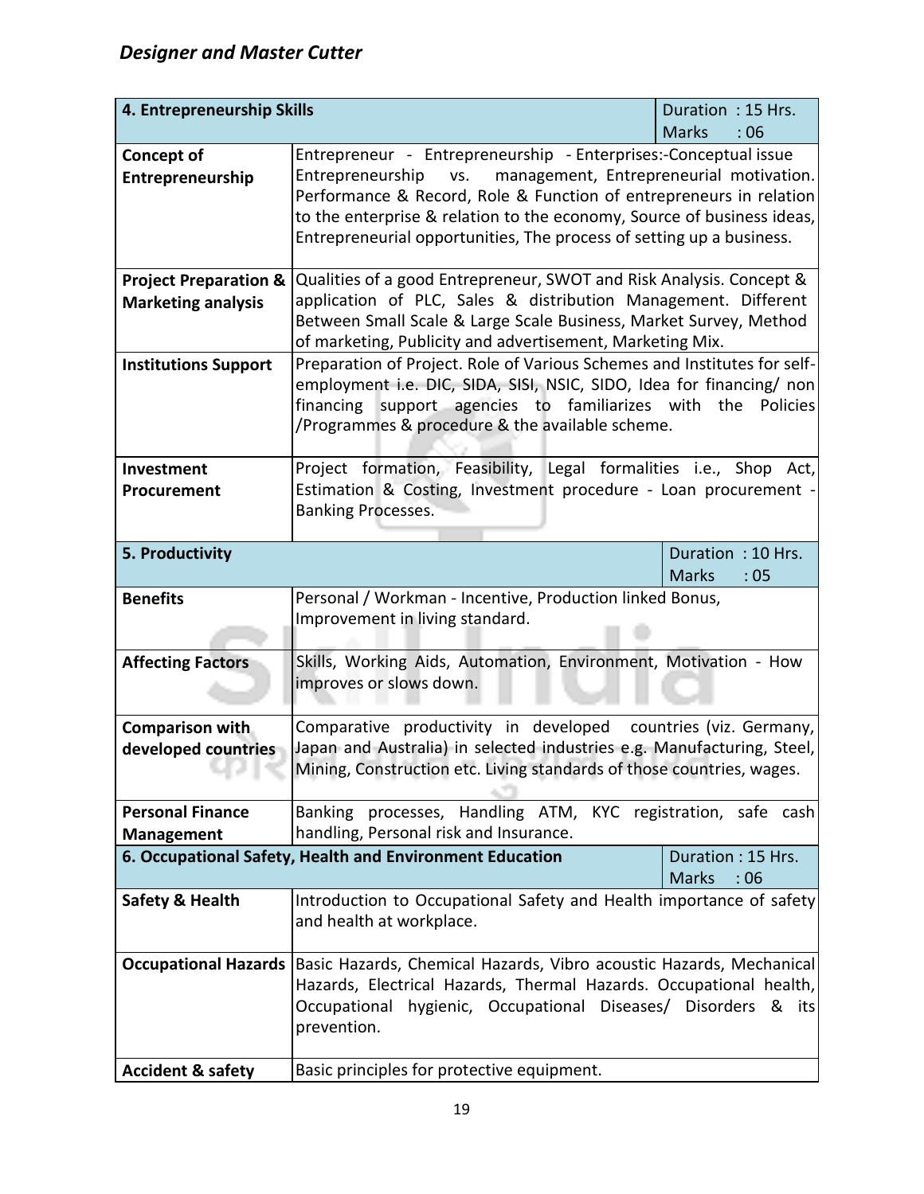| 4. Entrepreneurship Skills | | Duration : 15 Hrs.<br>Marks : 06 |
|---|---|---|
| **Concept of Entrepreneurship** | Entrepreneur - Entrepreneurship - Enterprises:-Conceptual issue Entrepreneurship vs. management, Entrepreneurial motivation. Performance & Record, Role & Function of entrepreneurs in relation to the enterprise & relation to the economy, Source of business ideas, Entrepreneurial opportunities, The process of setting up a business. | |
| **Project Preparation & Marketing analysis** | Qualities of a good Entrepreneur, SWOT and Risk Analysis. Concept & application of PLC, Sales & distribution Management. Different Between Small Scale & Large Scale Business, Market Survey, Method of marketing, Publicity and advertisement, Marketing Mix. | |
| **Institutions Support** | Preparation of Project. Role of Various Schemes and Institutes for self-employment i.e. DIC, SIDA, SISI, NSIC, SIDO, Idea for financing/ non financing support agencies to familiarizes with the Policies /Programmes & procedure & the available scheme. | |
| **Investment Procurement** | Project formation, Feasibility, Legal formalities i.e., Shop Act, Estimation & Costing, Investment procedure - Loan procurement - Banking Processes. | |
| **5. Productivity** | | Duration : 10 Hrs.<br>Marks : 05 |
| **Benefits** | Personal / Workman - Incentive, Production linked Bonus, Improvement in living standard. | |
| **Affecting Factors** | Skills, Working Aids, Automation, Environment, Motivation - How improves or slows down. | |
| **Comparison with developed countries** | Comparative productivity in developed countries (viz. Germany, Japan and Australia) in selected industries e.g. Manufacturing, Steel, Mining, Construction etc. Living standards of those countries, wages. | |
| **Personal Finance Management** | Banking processes, Handling ATM, KYC registration, safe cash handling, Personal risk and Insurance. | |
| **6. Occupational Safety, Health and Environment Education** | | Duration : 15 Hrs.<br>Marks : 06 |
| **Safety & Health** | Introduction to Occupational Safety and Health importance of safety and health at workplace. | |
| **Occupational Hazards** | Basic Hazards, Chemical Hazards, Vibro acoustic Hazards, Mechanical Hazards, Electrical Hazards, Thermal Hazards. Occupational health, Occupational hygienic, Occupational Diseases/ Disorders & its prevention. | |
| **Accident & safety** | Basic principles for protective equipment. | |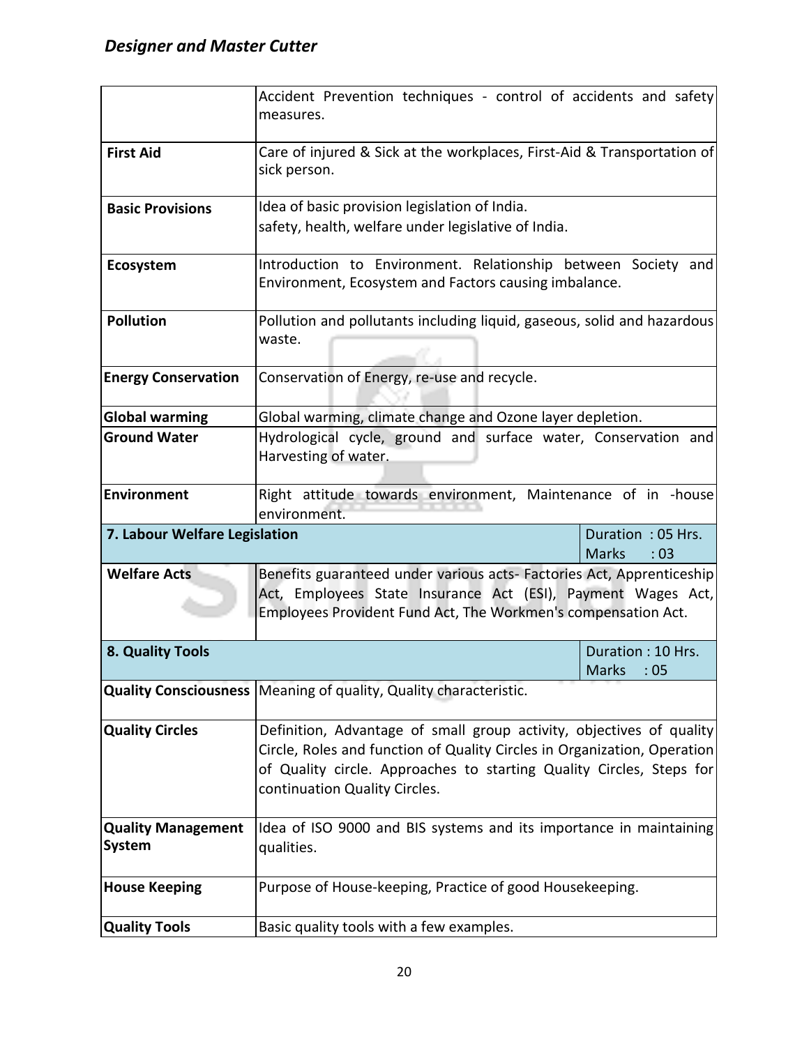| | | |
|---|---|---|
| | Accident Prevention techniques - control of accidents and safety measures. | |
| **First Aid** | Care of injured & Sick at the workplaces, First-Aid & Transportation of sick person. | |
| **Basic Provisions** | Idea of basic provision legislation of India.<br>safety, health, welfare under legislative of India. | |
| **Ecosystem** | Introduction to Environment. Relationship between Society and Environment, Ecosystem and Factors causing imbalance. | |
| **Pollution** | Pollution and pollutants including liquid, gaseous, solid and hazardous waste. | |
| **Energy Conservation** | Conservation of Energy, re-use and recycle. | |
| **Global warming** | Global warming, climate change and Ozone layer depletion. | |
| **Ground Water** | Hydrological cycle, ground and surface water, Conservation and Harvesting of water. | |
| **Environment** | Right attitude towards environment, Maintenance of in -house environment. | |
| **7. Labour Welfare Legislation** | | Duration : 05 Hrs.<br>Marks : 03 |
| **Welfare Acts** | Benefits guaranteed under various acts- Factories Act, Apprenticeship Act, Employees State Insurance Act (ESI), Payment Wages Act, Employees Provident Fund Act, The Workmen's compensation Act. | |
| **8. Quality Tools** | | Duration : 10 Hrs.<br>Marks : 05 |
| **Quality Consciousness** | Meaning of quality, Quality characteristic. | |
| **Quality Circles** | Definition, Advantage of small group activity, objectives of quality Circle, Roles and function of Quality Circles in Organization, Operation of Quality circle. Approaches to starting Quality Circles, Steps for continuation Quality Circles. | |
| **Quality Management System** | Idea of ISO 9000 and BIS systems and its importance in maintaining qualities. | |
| **House Keeping** | Purpose of House-keeping, Practice of good Housekeeping. | |
| **Quality Tools** | Basic quality tools with a few examples. | |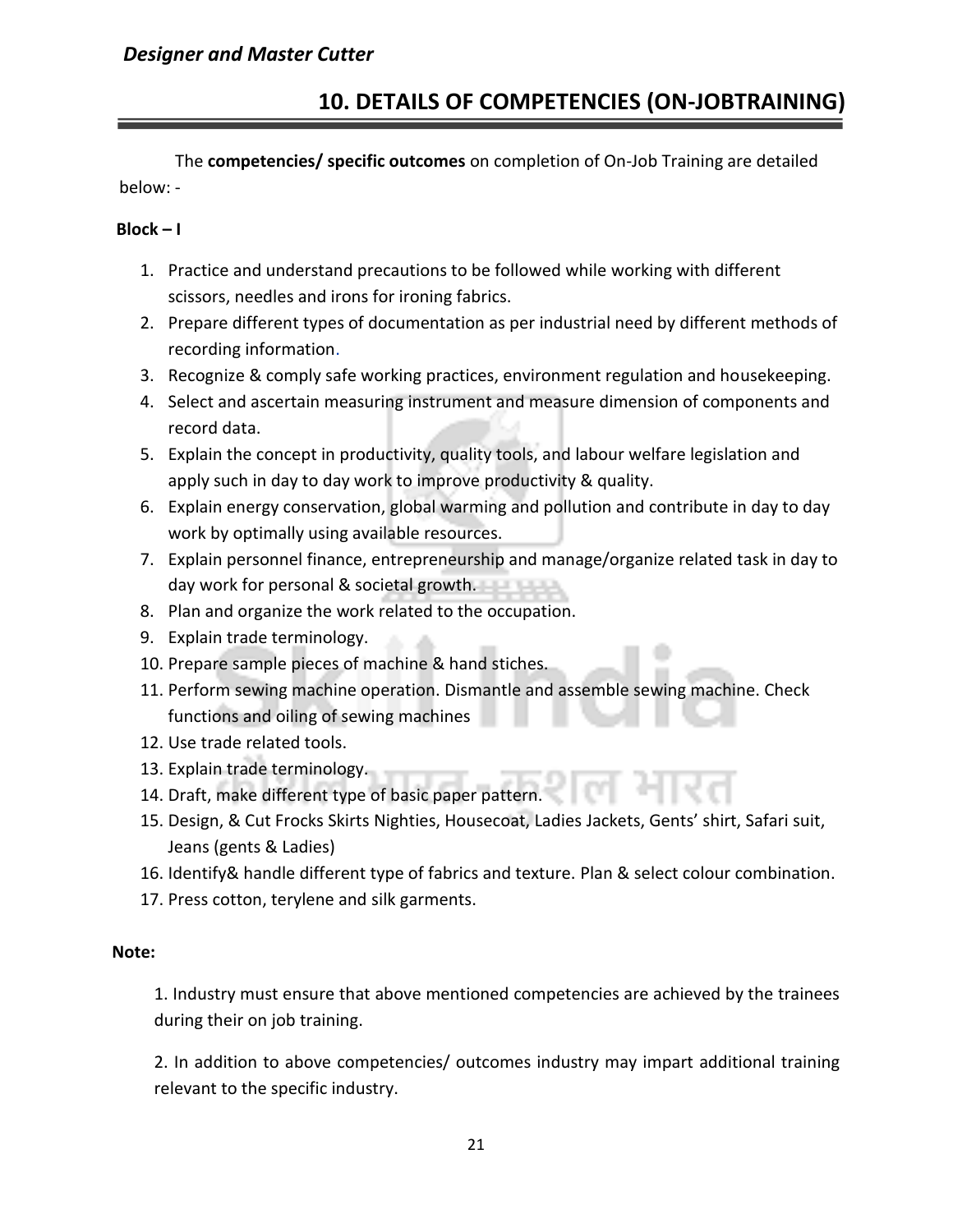## 10. DETAILS OF COMPETENCIES (ON-JOBTRAINING)

The **competencies/ specific outcomes** on completion of On-Job Training are detailed below: -

**Block – I**

1. Practice and understand precautions to be followed while working with different scissors, needles and irons for ironing fabrics.
2. Prepare different types of documentation as per industrial need by different methods of recording information.
3. Recognize & comply safe working practices, environment regulation and housekeeping.
4. Select and ascertain measuring instrument and measure dimension of components and record data.
5. Explain the concept in productivity, quality tools, and labour welfare legislation and apply such in day to day work to improve productivity & quality.
6. Explain energy conservation, global warming and pollution and contribute in day to day work by optimally using available resources.
7. Explain personnel finance, entrepreneurship and manage/organize related task in day to day work for personal & societal growth.
8. Plan and organize the work related to the occupation.
9. Explain trade terminology.
10. Prepare sample pieces of machine & hand stiches.
11. Perform sewing machine operation. Dismantle and assemble sewing machine. Check functions and oiling of sewing machines
12. Use trade related tools.
13. Explain trade terminology.
14. Draft, make different type of basic paper pattern.
15. Design, & Cut Frocks Skirts Nighties, Housecoat, Ladies Jackets, Gents' shirt, Safari suit, Jeans (gents & Ladies)
16. Identify& handle different type of fabrics and texture. Plan & select colour combination.
17. Press cotton, terylene and silk garments.

**Note:**

1. Industry must ensure that above mentioned competencies are achieved by the trainees during their on job training.

2. In addition to above competencies/ outcomes industry may impart additional training relevant to the specific industry.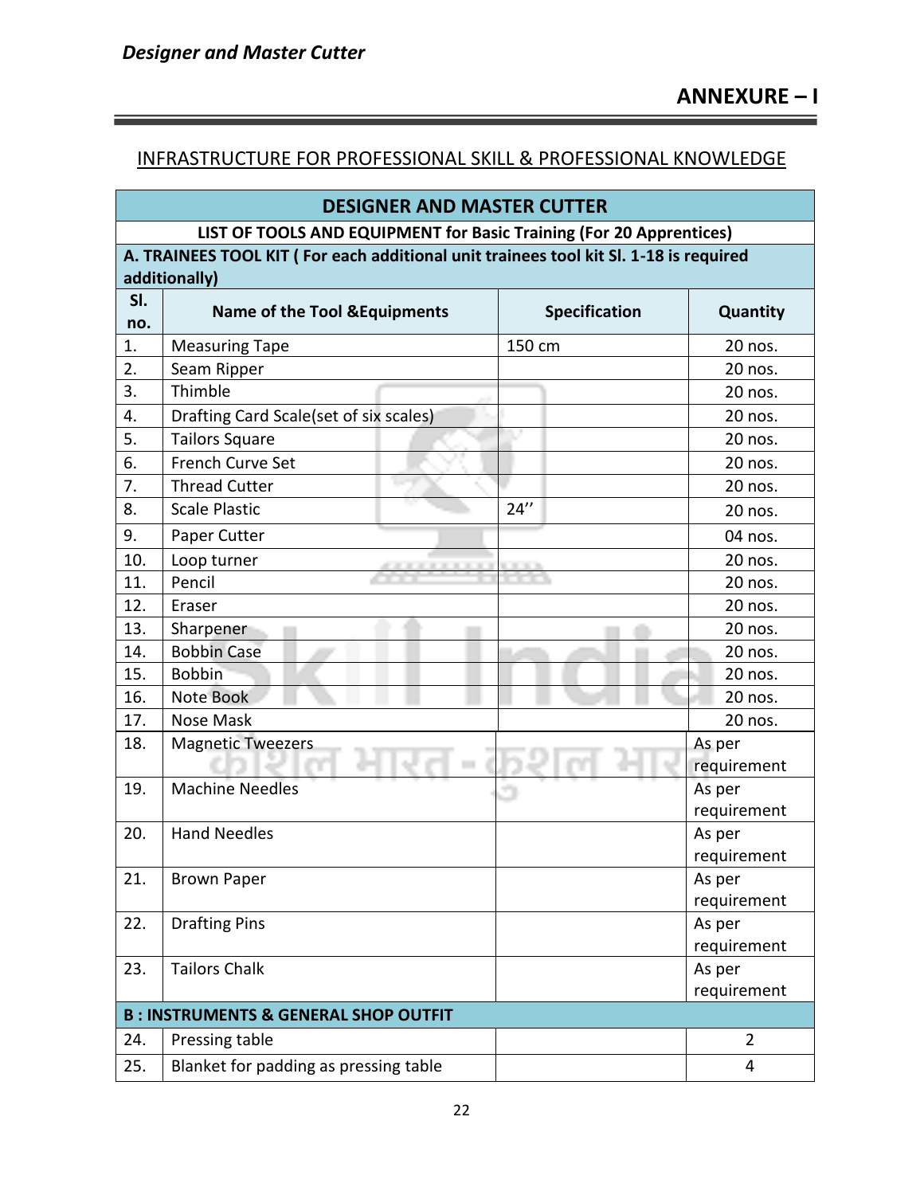## ANNEXURE – I

### INFRASTRUCTURE FOR PROFESSIONAL SKILL & PROFESSIONAL KNOWLEDGE

| **DESIGNER AND MASTER CUTTER** | | | |
|---|---|---|---|
| **LIST OF TOOLS AND EQUIPMENT for Basic Training (For 20 Apprentices)** | | | |
| **A. TRAINEES TOOL KIT ( For each additional unit trainees tool kit Sl. 1-18 is required additionally)** | | | |
| **Sl. no.** | **Name of the Tool &Equipments** | **Specification** | **Quantity** |
| 1. | Measuring Tape | 150 cm | 20 nos. |
| 2. | Seam Ripper | | 20 nos. |
| 3. | Thimble | | 20 nos. |
| 4. | Drafting Card Scale(set of six scales) | | 20 nos. |
| 5. | Tailors Square | | 20 nos. |
| 6. | French Curve Set | | 20 nos. |
| 7. | Thread Cutter | | 20 nos. |
| 8. | Scale Plastic | 24'' | 20 nos. |
| 9. | Paper Cutter | | 04 nos. |
| 10. | Loop turner | | 20 nos. |
| 11. | Pencil | | 20 nos. |
| 12. | Eraser | | 20 nos. |
| 13. | Sharpener | | 20 nos. |
| 14. | Bobbin Case | | 20 nos. |
| 15. | Bobbin | | 20 nos. |
| 16. | Note Book | | 20 nos. |
| 17. | Nose Mask | | 20 nos. |
| 18. | Magnetic Tweezers | | As per requirement |
| 19. | Machine Needles | | As per requirement |
| 20. | Hand Needles | | As per requirement |
| 21. | Brown Paper | | As per requirement |
| 22. | Drafting Pins | | As per requirement |
| 23. | Tailors Chalk | | As per requirement |
| **B : INSTRUMENTS & GENERAL SHOP OUTFIT** | | | |
| 24. | Pressing table | | 2 |
| 25. | Blanket for padding as pressing table | | 4 |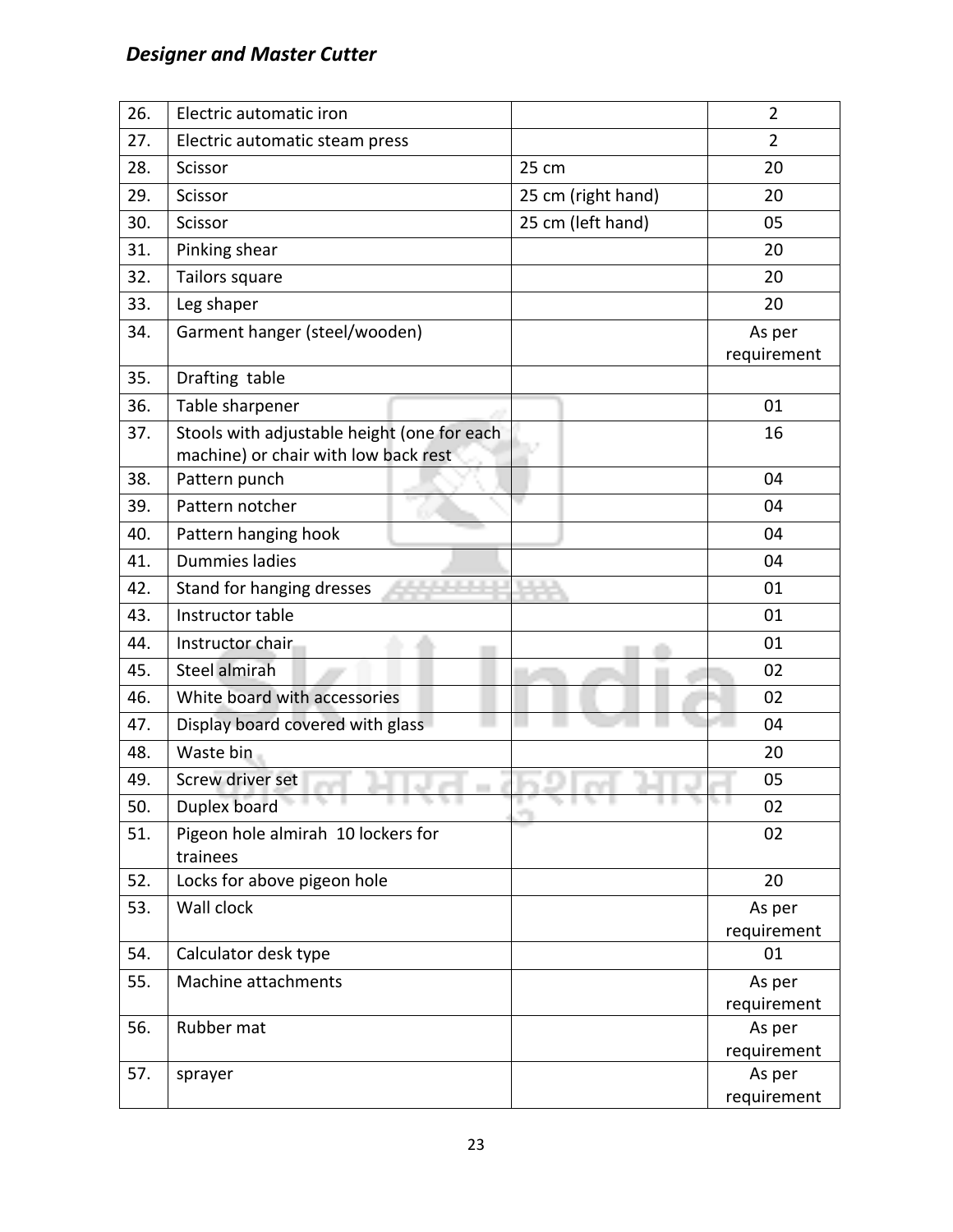| | | | |
|---|---|---|---|
| 26. | Electric automatic iron | | 2 |
| 27. | Electric automatic steam press | | 2 |
| 28. | Scissor | 25 cm | 20 |
| 29. | Scissor | 25 cm (right hand) | 20 |
| 30. | Scissor | 25 cm (left hand) | 05 |
| 31. | Pinking shear | | 20 |
| 32. | Tailors square | | 20 |
| 33. | Leg shaper | | 20 |
| 34. | Garment hanger (steel/wooden) | | As per requirement |
| 35. | Drafting table | | |
| 36. | Table sharpener | | 01 |
| 37. | Stools with adjustable height (one for each machine) or chair with low back rest | | 16 |
| 38. | Pattern punch | | 04 |
| 39. | Pattern notcher | | 04 |
| 40. | Pattern hanging hook | | 04 |
| 41. | Dummies ladies | | 04 |
| 42. | Stand for hanging dresses | | 01 |
| 43. | Instructor table | | 01 |
| 44. | Instructor chair | | 01 |
| 45. | Steel almirah | | 02 |
| 46. | White board with accessories | | 02 |
| 47. | Display board covered with glass | | 04 |
| 48. | Waste bin | | 20 |
| 49. | Screw driver set | | 05 |
| 50. | Duplex board | | 02 |
| 51. | Pigeon hole almirah 10 lockers for trainees | | 02 |
| 52. | Locks for above pigeon hole | | 20 |
| 53. | Wall clock | | As per requirement |
| 54. | Calculator desk type | | 01 |
| 55. | Machine attachments | | As per requirement |
| 56. | Rubber mat | | As per requirement |
| 57. | sprayer | | As per requirement |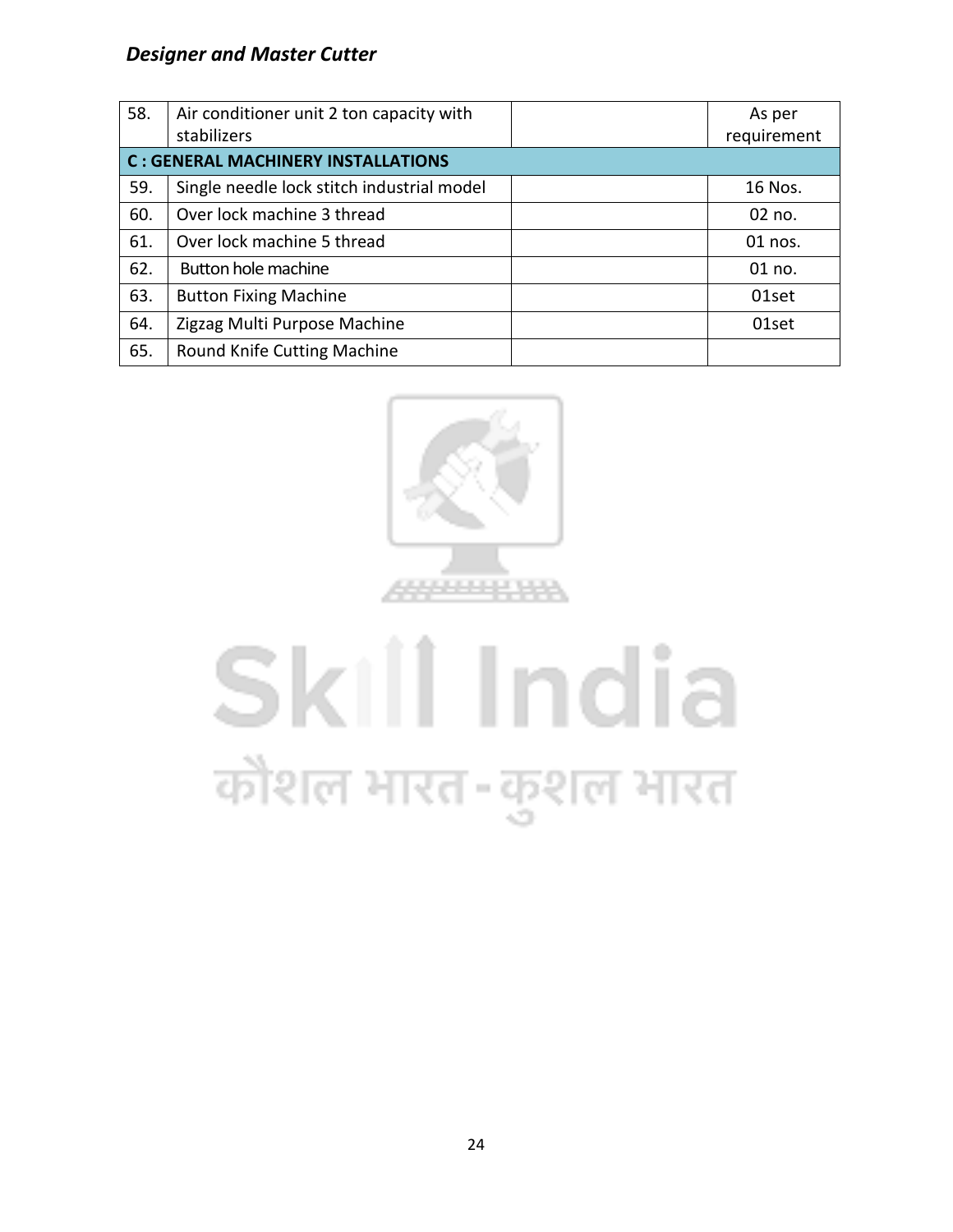| | | | |
|---|---|---|---|
| 58. | Air conditioner unit 2 ton capacity with stabilizers | | As per requirement |
| **C : GENERAL MACHINERY INSTALLATIONS** | | | |
| 59. | Single needle lock stitch industrial model | | 16 Nos. |
| 60. | Over lock machine 3 thread | | 02 no. |
| 61. | Over lock machine 5 thread | | 01 nos. |
| 62. | Button hole machine | | 01 no. |
| 63. | Button Fixing Machine | | 01set |
| 64. | Zigzag Multi Purpose Machine | | 01set |
| 65. | Round Knife Cutting Machine | | |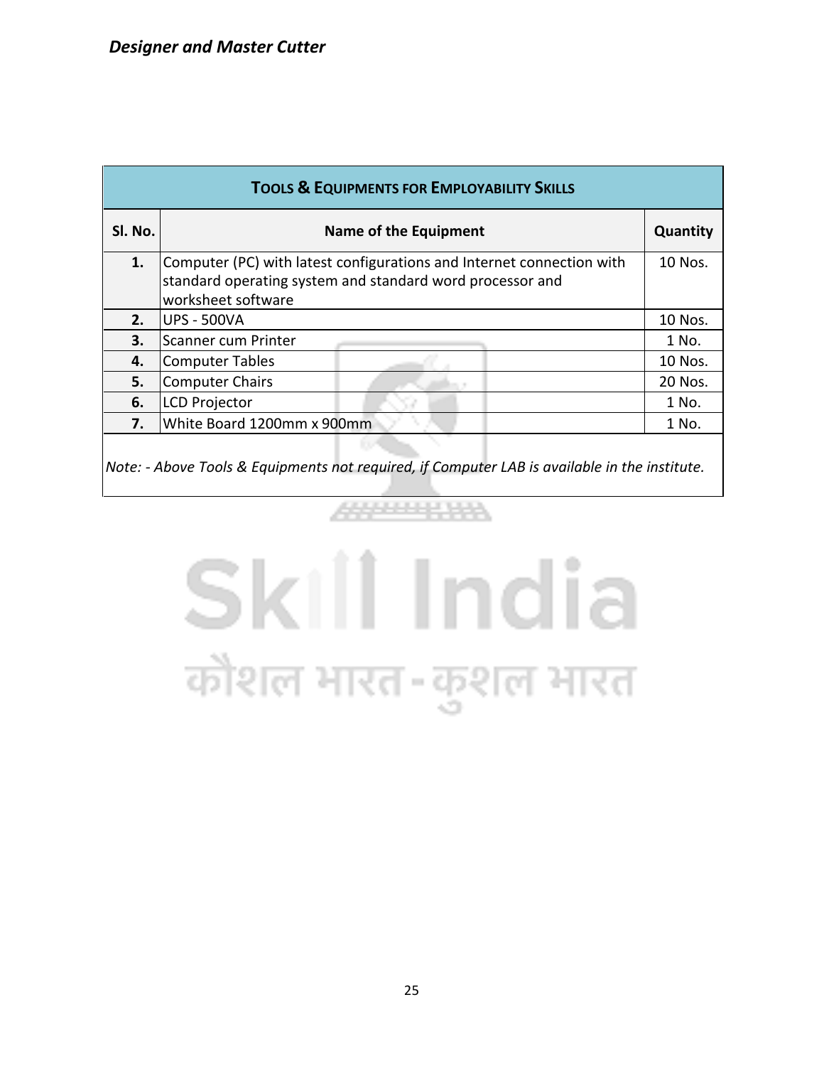| TOOLS & EQUIPMENTS FOR EMPLOYABILITY SKILLS | | |
|---|---|---|
| **Sl. No.** | **Name of the Equipment** | **Quantity** |
| **1.** | Computer (PC) with latest configurations and Internet connection with standard operating system and standard word processor and worksheet software | 10 Nos. |
| **2.** | UPS - 500VA | 10 Nos. |
| **3.** | Scanner cum Printer | 1 No. |
| **4.** | Computer Tables | 10 Nos. |
| **5.** | Computer Chairs | 20 Nos. |
| **6.** | LCD Projector | 1 No. |
| **7.** | White Board 1200mm x 900mm | 1 No. |

*Note: - Above Tools & Equipments not required, if Computer LAB is available in the institute.*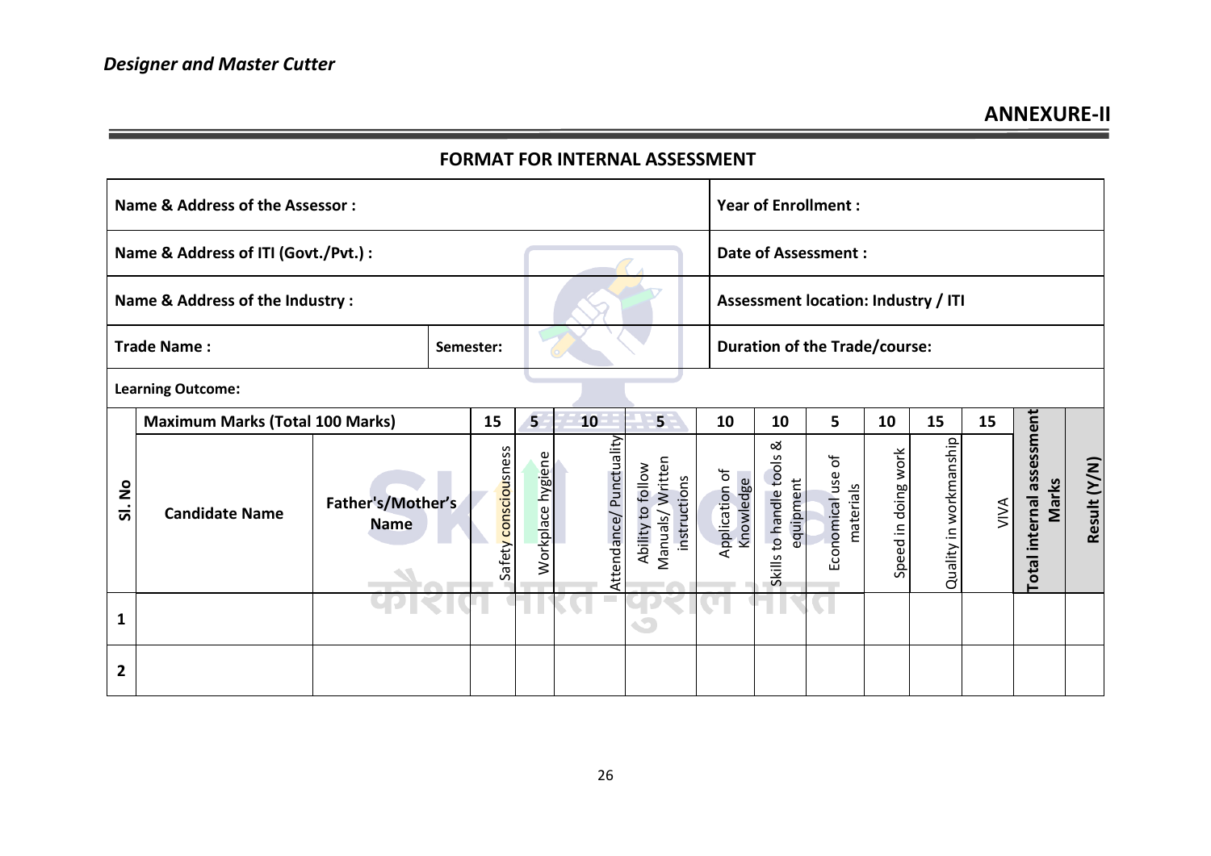*Designer and Master Cutter*

**ANNEXURE-II**

## FORMAT FOR INTERNAL ASSESSMENT

| | |
|---|---|
| **Name & Address of the Assessor :** | **Year of Enrollment :** |
| **Name & Address of ITI (Govt./Pvt.) :** | **Date of Assessment :** |
| **Name & Address of the Industry :** | **Assessment location: Industry / ITI** |
| **Trade Name :** &nbsp;&nbsp;&nbsp;&nbsp; **Semester:** | **Duration of the Trade/course:** |
| **Learning Outcome:** | |

| Sl. No | Candidate Name | Father's/Mother's Name | Safety consciousness | Workplace hygiene | Attendance/ Punctuality | Ability to follow Manuals/ Written instructions | Application of Knowledge | Skills to handle tools & equipment | Economical use of materials | Speed in doing work | Quality in workmanship | VIVA | Total internal assessment Marks | Result (Y/N) |
|---|---|---|---|---|---|---|---|---|---|---|---|---|---|---|
| | **Maximum Marks (Total 100 Marks)** | | 15 | 5 | 10 | 5 | 10 | 10 | 5 | 10 | 15 | 15 | | |
| 1 | | | | | | | | | | | | | | |
| 2 | | | | | | | | | | | | | | |